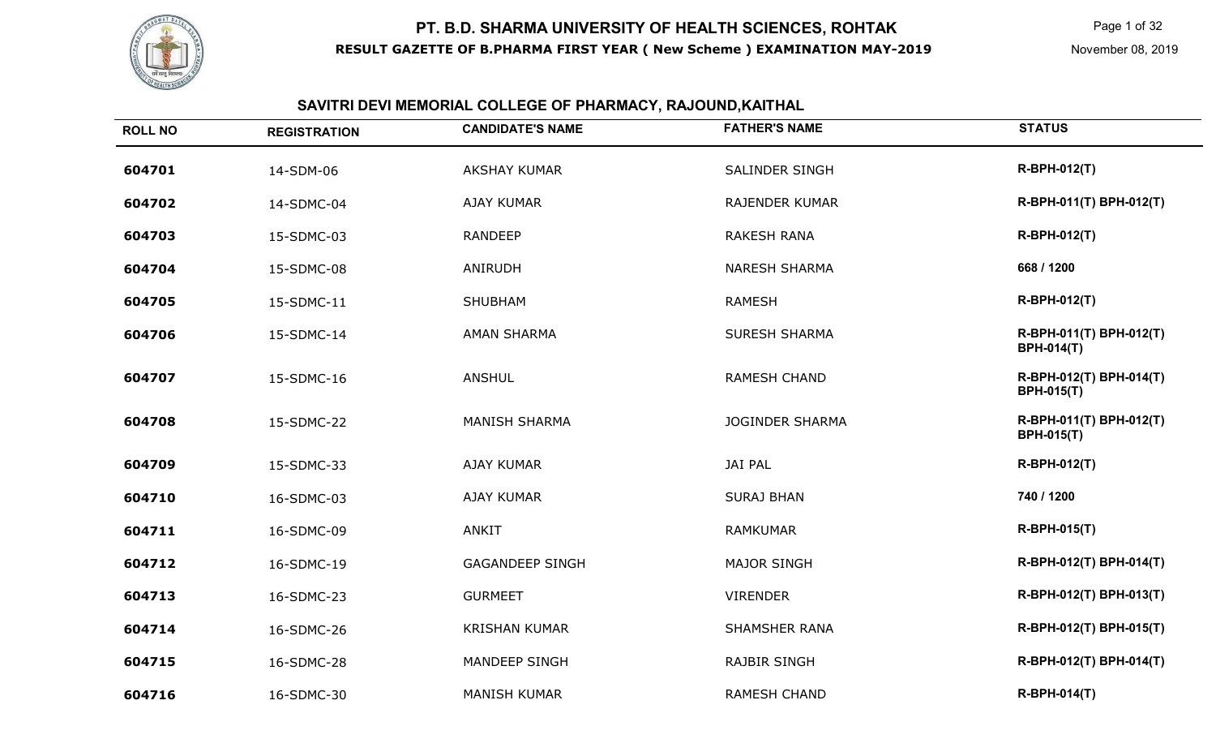# PT. B.D. SHARMA UNIVERSITY OF HEALTH SCIENCES, ROHTAK

**RESULT GAZETTE OF B.PHARMA FIRST YEAR ( New Scheme ) EXAMINATION MAY-2019**

November 08, 2019

## SAVITRI DEVI MEMORIAL COLLEGE OF PHARMACY, RAJOUND,KAITHAL

| ROLL NO | REGISTRATION | CANDIDATE'S NAME | FATHER'S NAME | STATUS |
|---|---|---|---|---|
| 604701 | 14-SDM-06 | AKSHAY KUMAR | SALINDER SINGH | R-BPH-012(T) |
| 604702 | 14-SDMC-04 | AJAY KUMAR | RAJENDER KUMAR | R-BPH-011(T) BPH-012(T) |
| 604703 | 15-SDMC-03 | RANDEEP | RAKESH RANA | R-BPH-012(T) |
| 604704 | 15-SDMC-08 | ANIRUDH | NARESH SHARMA | 668 / 1200 |
| 604705 | 15-SDMC-11 | SHUBHAM | RAMESH | R-BPH-012(T) |
| 604706 | 15-SDMC-14 | AMAN SHARMA | SURESH SHARMA | R-BPH-011(T) BPH-012(T) BPH-014(T) |
| 604707 | 15-SDMC-16 | ANSHUL | RAMESH CHAND | R-BPH-012(T) BPH-014(T) BPH-015(T) |
| 604708 | 15-SDMC-22 | MANISH SHARMA | JOGINDER SHARMA | R-BPH-011(T) BPH-012(T) BPH-015(T) |
| 604709 | 15-SDMC-33 | AJAY KUMAR | JAI PAL | R-BPH-012(T) |
| 604710 | 16-SDMC-03 | AJAY KUMAR | SURAJ BHAN | 740 / 1200 |
| 604711 | 16-SDMC-09 | ANKIT | RAMKUMAR | R-BPH-015(T) |
| 604712 | 16-SDMC-19 | GAGANDEEP SINGH | MAJOR SINGH | R-BPH-012(T) BPH-014(T) |
| 604713 | 16-SDMC-23 | GURMEET | VIRENDER | R-BPH-012(T) BPH-013(T) |
| 604714 | 16-SDMC-26 | KRISHAN KUMAR | SHAMSHER RANA | R-BPH-012(T) BPH-015(T) |
| 604715 | 16-SDMC-28 | MANDEEP SINGH | RAJBIR SINGH | R-BPH-012(T) BPH-014(T) |
| 604716 | 16-SDMC-30 | MANISH KUMAR | RAMESH CHAND | R-BPH-014(T) |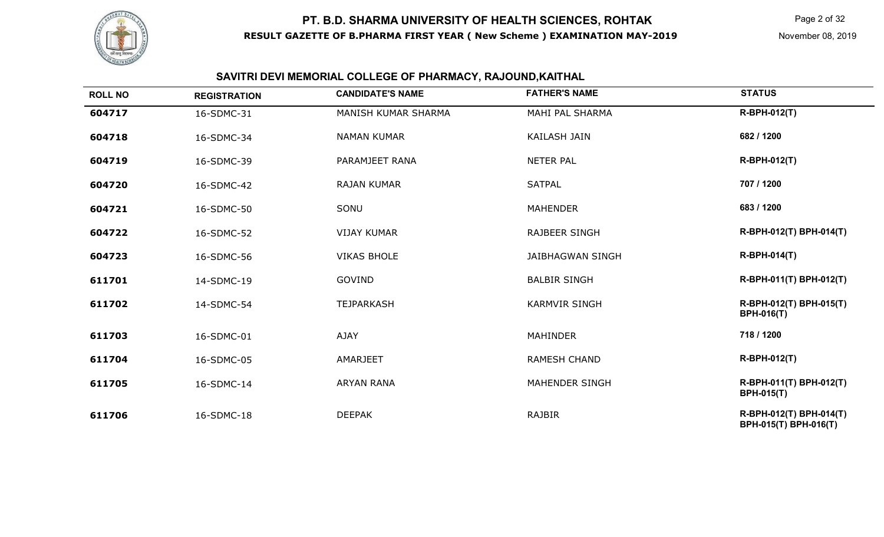# PT. B.D. SHARMA UNIVERSITY OF HEALTH SCIENCES, ROHTAK

**RESULT GAZETTE OF B.PHARMA FIRST YEAR ( New Scheme ) EXAMINATION MAY-2019**

November 08, 2019

## SAVITRI DEVI MEMORIAL COLLEGE OF PHARMACY, RAJOUND,KAITHAL

| ROLL NO | REGISTRATION | CANDIDATE'S NAME | FATHER'S NAME | STATUS |
|---|---|---|---|---|
| 604717 | 16-SDMC-31 | MANISH KUMAR SHARMA | MAHI PAL SHARMA | R-BPH-012(T) |
| 604718 | 16-SDMC-34 | NAMAN KUMAR | KAILASH JAIN | 682 / 1200 |
| 604719 | 16-SDMC-39 | PARAMJEET RANA | NETER PAL | R-BPH-012(T) |
| 604720 | 16-SDMC-42 | RAJAN KUMAR | SATPAL | 707 / 1200 |
| 604721 | 16-SDMC-50 | SONU | MAHENDER | 683 / 1200 |
| 604722 | 16-SDMC-52 | VIJAY KUMAR | RAJBEER SINGH | R-BPH-012(T) BPH-014(T) |
| 604723 | 16-SDMC-56 | VIKAS BHOLE | JAIBHAGWAN SINGH | R-BPH-014(T) |
| 611701 | 14-SDMC-19 | GOVIND | BALBIR SINGH | R-BPH-011(T) BPH-012(T) |
| 611702 | 14-SDMC-54 | TEJPARKASH | KARMVIR SINGH | R-BPH-012(T) BPH-015(T) BPH-016(T) |
| 611703 | 16-SDMC-01 | AJAY | MAHINDER | 718 / 1200 |
| 611704 | 16-SDMC-05 | AMARJEET | RAMESH CHAND | R-BPH-012(T) |
| 611705 | 16-SDMC-14 | ARYAN RANA | MAHENDER SINGH | R-BPH-011(T) BPH-012(T) BPH-015(T) |
| 611706 | 16-SDMC-18 | DEEPAK | RAJBIR | R-BPH-012(T) BPH-014(T) BPH-015(T) BPH-016(T) |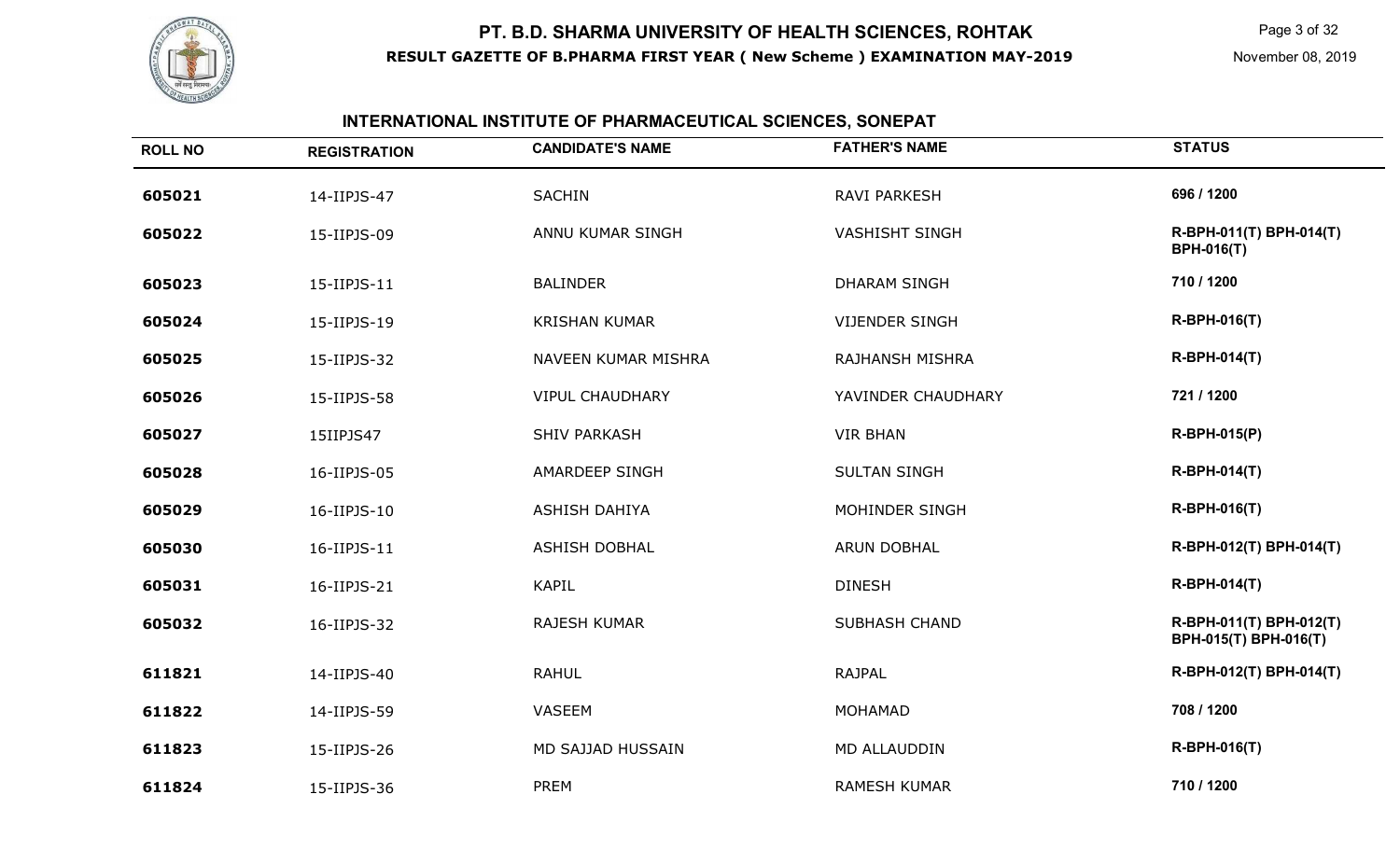# PT. B.D. SHARMA UNIVERSITY OF HEALTH SCIENCES, ROHTAK

**RESULT GAZETTE OF B.PHARMA FIRST YEAR ( New Scheme ) EXAMINATION MAY-2019**

November 08, 2019

## INTERNATIONAL INSTITUTE OF PHARMACEUTICAL SCIENCES, SONEPAT

| ROLL NO | REGISTRATION | CANDIDATE'S NAME | FATHER'S NAME | STATUS |
|---|---|---|---|---|
| 605021 | 14-IIPJS-47 | SACHIN | RAVI PARKESH | 696 / 1200 |
| 605022 | 15-IIPJS-09 | ANNU KUMAR SINGH | VASHISHT SINGH | R-BPH-011(T) BPH-014(T) BPH-016(T) |
| 605023 | 15-IIPJS-11 | BALINDER | DHARAM SINGH | 710 / 1200 |
| 605024 | 15-IIPJS-19 | KRISHAN KUMAR | VIJENDER SINGH | R-BPH-016(T) |
| 605025 | 15-IIPJS-32 | NAVEEN KUMAR MISHRA | RAJHANSH MISHRA | R-BPH-014(T) |
| 605026 | 15-IIPJS-58 | VIPUL CHAUDHARY | YAVINDER CHAUDHARY | 721 / 1200 |
| 605027 | 15IIPJS47 | SHIV PARKASH | VIR BHAN | R-BPH-015(P) |
| 605028 | 16-IIPJS-05 | AMARDEEP SINGH | SULTAN SINGH | R-BPH-014(T) |
| 605029 | 16-IIPJS-10 | ASHISH DAHIYA | MOHINDER SINGH | R-BPH-016(T) |
| 605030 | 16-IIPJS-11 | ASHISH DOBHAL | ARUN DOBHAL | R-BPH-012(T) BPH-014(T) |
| 605031 | 16-IIPJS-21 | KAPIL | DINESH | R-BPH-014(T) |
| 605032 | 16-IIPJS-32 | RAJESH KUMAR | SUBHASH CHAND | R-BPH-011(T) BPH-012(T) BPH-015(T) BPH-016(T) |
| 611821 | 14-IIPJS-40 | RAHUL | RAJPAL | R-BPH-012(T) BPH-014(T) |
| 611822 | 14-IIPJS-59 | VASEEM | MOHAMAD | 708 / 1200 |
| 611823 | 15-IIPJS-26 | MD SAJJAD HUSSAIN | MD ALLAUDDIN | R-BPH-016(T) |
| 611824 | 15-IIPJS-36 | PREM | RAMESH KUMAR | 710 / 1200 |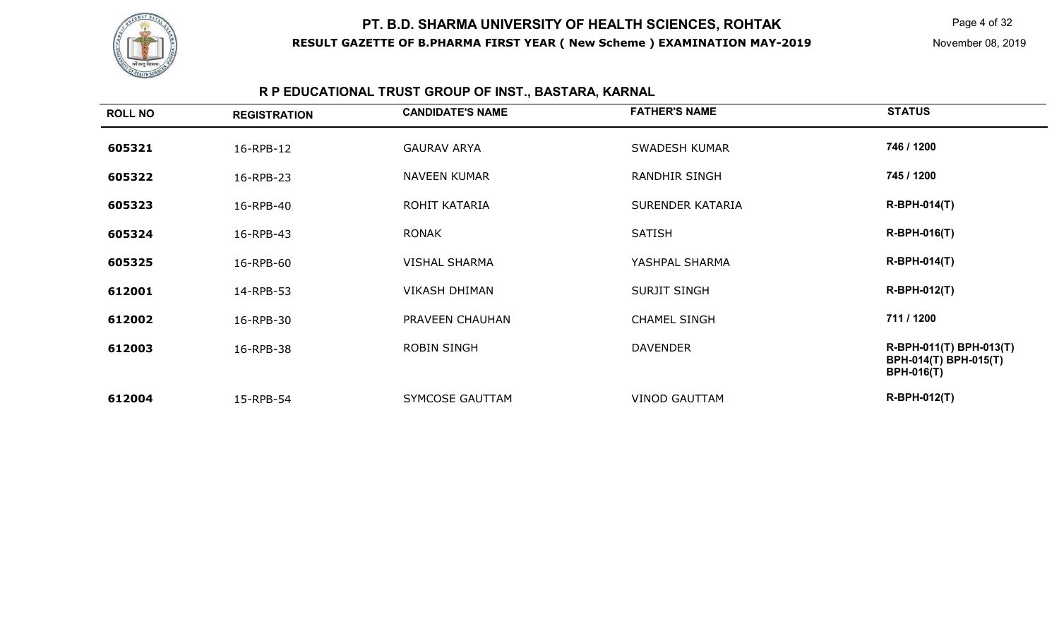# PT. B.D. SHARMA UNIVERSITY OF HEALTH SCIENCES, ROHTAK

**RESULT GAZETTE OF B.PHARMA FIRST YEAR ( New Scheme ) EXAMINATION MAY-2019**

November 08, 2019

## R P EDUCATIONAL TRUST GROUP OF INST., BASTARA, KARNAL

| ROLL NO | REGISTRATION | CANDIDATE'S NAME | FATHER'S NAME | STATUS |
|---|---|---|---|---|
| 605321 | 16-RPB-12 | GAURAV ARYA | SWADESH KUMAR | 746 / 1200 |
| 605322 | 16-RPB-23 | NAVEEN KUMAR | RANDHIR SINGH | 745 / 1200 |
| 605323 | 16-RPB-40 | ROHIT KATARIA | SURENDER KATARIA | R-BPH-014(T) |
| 605324 | 16-RPB-43 | RONAK | SATISH | R-BPH-016(T) |
| 605325 | 16-RPB-60 | VISHAL SHARMA | YASHPAL SHARMA | R-BPH-014(T) |
| 612001 | 14-RPB-53 | VIKASH DHIMAN | SURJIT SINGH | R-BPH-012(T) |
| 612002 | 16-RPB-30 | PRAVEEN CHAUHAN | CHAMEL SINGH | 711 / 1200 |
| 612003 | 16-RPB-38 | ROBIN SINGH | DAVENDER | R-BPH-011(T) BPH-013(T) BPH-014(T) BPH-015(T) BPH-016(T) |
| 612004 | 15-RPB-54 | SYMCOSE GAUTTAM | VINOD GAUTTAM | R-BPH-012(T) |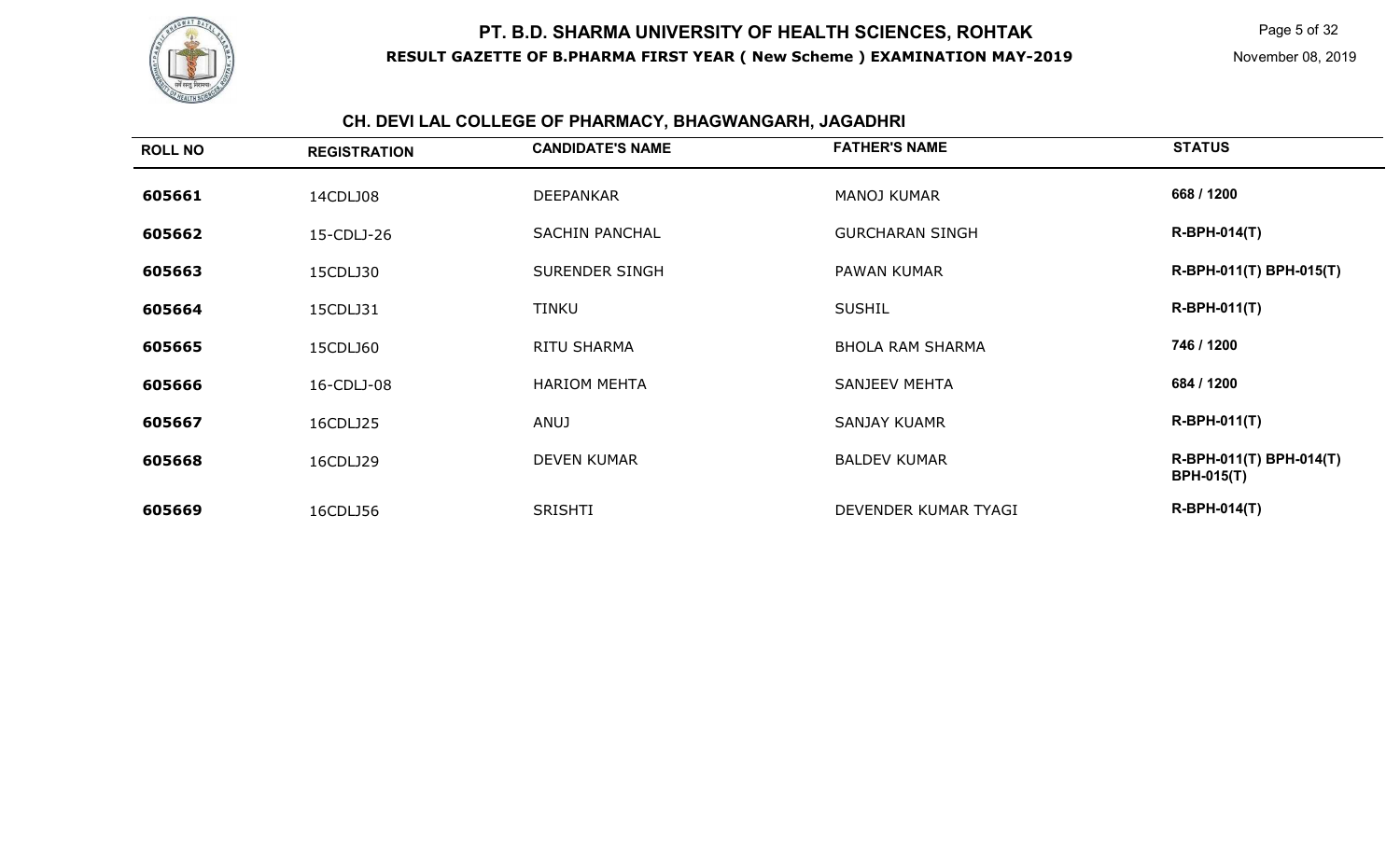## CH. DEVI LAL COLLEGE OF PHARMACY, BHAGWANGARH, JAGADHRI

| ROLL NO | REGISTRATION | CANDIDATE'S NAME | FATHER'S NAME | STATUS |
|---|---|---|---|---|
| 605661 | 14CDLJ08 | DEEPANKAR | MANOJ KUMAR | 668 / 1200 |
| 605662 | 15-CDLJ-26 | SACHIN PANCHAL | GURCHARAN SINGH | R-BPH-014(T) |
| 605663 | 15CDLJ30 | SURENDER SINGH | PAWAN KUMAR | R-BPH-011(T) BPH-015(T) |
| 605664 | 15CDLJ31 | TINKU | SUSHIL | R-BPH-011(T) |
| 605665 | 15CDLJ60 | RITU SHARMA | BHOLA RAM SHARMA | 746 / 1200 |
| 605666 | 16-CDLJ-08 | HARIOM MEHTA | SANJEEV MEHTA | 684 / 1200 |
| 605667 | 16CDLJ25 | ANUJ | SANJAY KUAMR | R-BPH-011(T) |
| 605668 | 16CDLJ29 | DEVEN KUMAR | BALDEV KUMAR | R-BPH-011(T) BPH-014(T) BPH-015(T) |
| 605669 | 16CDLJ56 | SRISHTI | DEVENDER KUMAR TYAGI | R-BPH-014(T) |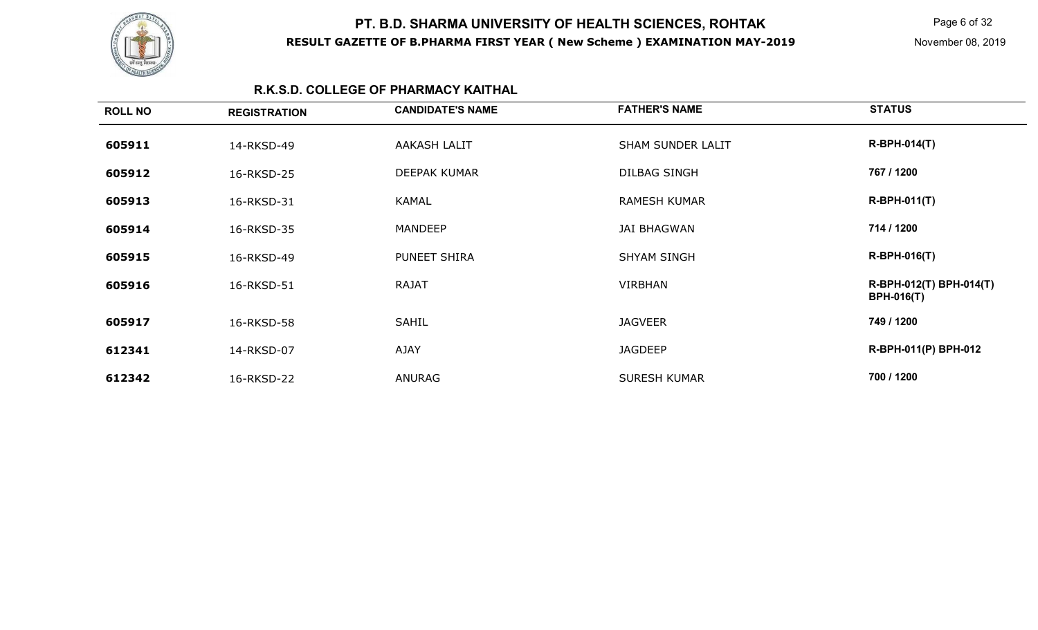# PT. B.D. SHARMA UNIVERSITY OF HEALTH SCIENCES, ROHTAK

**RESULT GAZETTE OF B.PHARMA FIRST YEAR ( New Scheme ) EXAMINATION MAY-2019**

November 08, 2019

## R.K.S.D. COLLEGE OF PHARMACY KAITHAL

| ROLL NO | REGISTRATION | CANDIDATE'S NAME | FATHER'S NAME | STATUS |
|---|---|---|---|---|
| 605911 | 14-RKSD-49 | AAKASH LALIT | SHAM SUNDER LALIT | R-BPH-014(T) |
| 605912 | 16-RKSD-25 | DEEPAK KUMAR | DILBAG SINGH | 767 / 1200 |
| 605913 | 16-RKSD-31 | KAMAL | RAMESH KUMAR | R-BPH-011(T) |
| 605914 | 16-RKSD-35 | MANDEEP | JAI BHAGWAN | 714 / 1200 |
| 605915 | 16-RKSD-49 | PUNEET SHIRA | SHYAM SINGH | R-BPH-016(T) |
| 605916 | 16-RKSD-51 | RAJAT | VIRBHAN | R-BPH-012(T) BPH-014(T) BPH-016(T) |
| 605917 | 16-RKSD-58 | SAHIL | JAGVEER | 749 / 1200 |
| 612341 | 14-RKSD-07 | AJAY | JAGDEEP | R-BPH-011(P) BPH-012 |
| 612342 | 16-RKSD-22 | ANURAG | SURESH KUMAR | 700 / 1200 |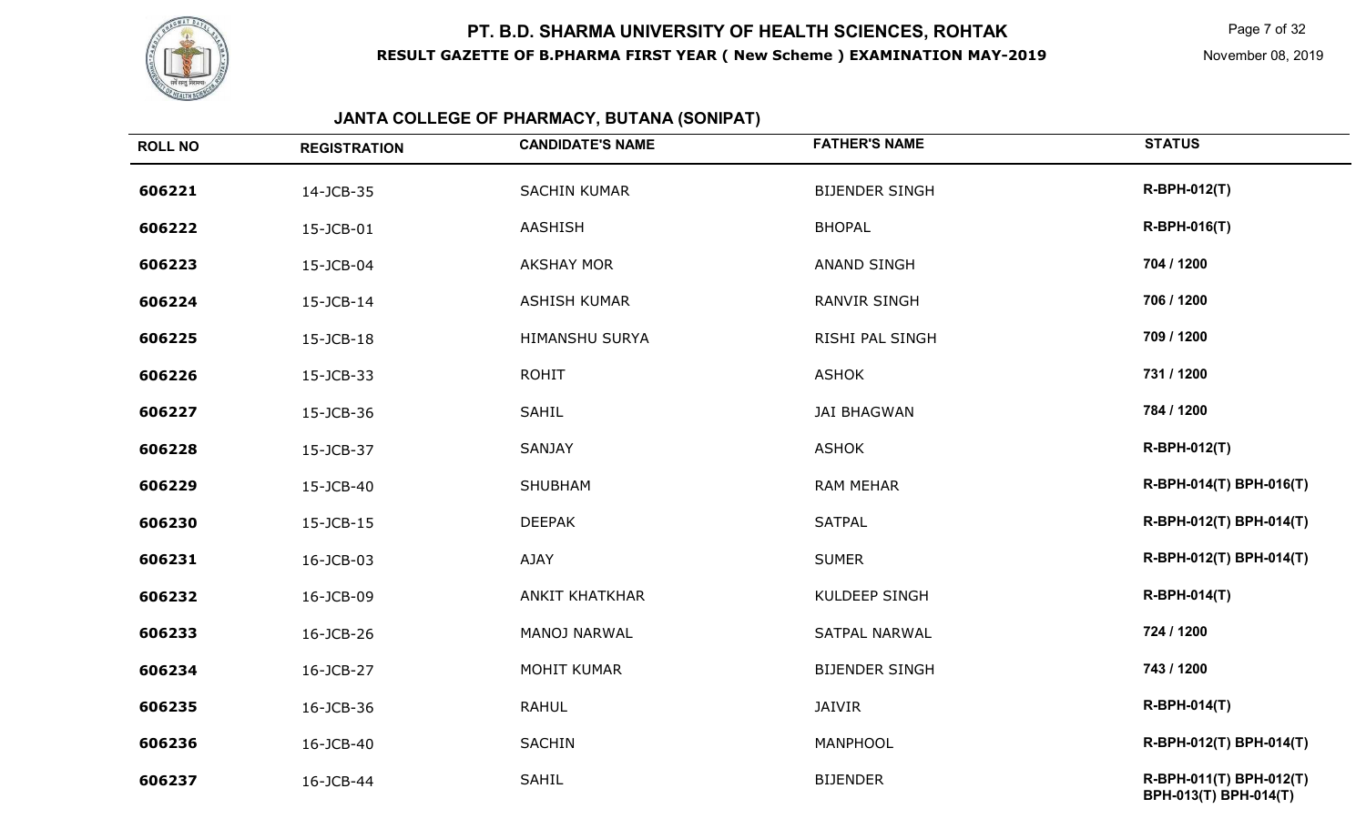# PT. B.D. SHARMA UNIVERSITY OF HEALTH SCIENCES, ROHTAK

**RESULT GAZETTE OF B.PHARMA FIRST YEAR ( New Scheme ) EXAMINATION MAY-2019**

November 08, 2019

## JANTA COLLEGE OF PHARMACY, BUTANA (SONIPAT)

| ROLL NO | REGISTRATION | CANDIDATE'S NAME | FATHER'S NAME | STATUS |
|---|---|---|---|---|
| 606221 | 14-JCB-35 | SACHIN KUMAR | BIJENDER SINGH | R-BPH-012(T) |
| 606222 | 15-JCB-01 | AASHISH | BHOPAL | R-BPH-016(T) |
| 606223 | 15-JCB-04 | AKSHAY MOR | ANAND SINGH | 704 / 1200 |
| 606224 | 15-JCB-14 | ASHISH KUMAR | RANVIR SINGH | 706 / 1200 |
| 606225 | 15-JCB-18 | HIMANSHU SURYA | RISHI PAL SINGH | 709 / 1200 |
| 606226 | 15-JCB-33 | ROHIT | ASHOK | 731 / 1200 |
| 606227 | 15-JCB-36 | SAHIL | JAI BHAGWAN | 784 / 1200 |
| 606228 | 15-JCB-37 | SANJAY | ASHOK | R-BPH-012(T) |
| 606229 | 15-JCB-40 | SHUBHAM | RAM MEHAR | R-BPH-014(T) BPH-016(T) |
| 606230 | 15-JCB-15 | DEEPAK | SATPAL | R-BPH-012(T) BPH-014(T) |
| 606231 | 16-JCB-03 | AJAY | SUMER | R-BPH-012(T) BPH-014(T) |
| 606232 | 16-JCB-09 | ANKIT KHATKHAR | KULDEEP SINGH | R-BPH-014(T) |
| 606233 | 16-JCB-26 | MANOJ NARWAL | SATPAL NARWAL | 724 / 1200 |
| 606234 | 16-JCB-27 | MOHIT KUMAR | BIJENDER SINGH | 743 / 1200 |
| 606235 | 16-JCB-36 | RAHUL | JAIVIR | R-BPH-014(T) |
| 606236 | 16-JCB-40 | SACHIN | MANPHOOL | R-BPH-012(T) BPH-014(T) |
| 606237 | 16-JCB-44 | SAHIL | BIJENDER | R-BPH-011(T) BPH-012(T) BPH-013(T) BPH-014(T) |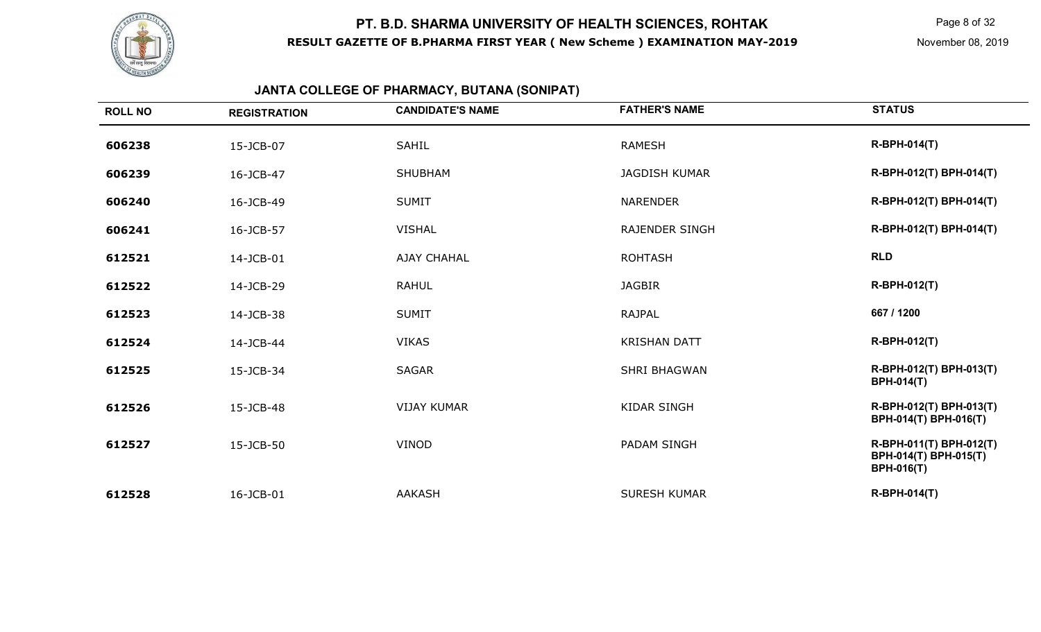# PT. B.D. SHARMA UNIVERSITY OF HEALTH SCIENCES, ROHTAK

**RESULT GAZETTE OF B.PHARMA FIRST YEAR ( New Scheme ) EXAMINATION MAY-2019**

November 08, 2019

## JANTA COLLEGE OF PHARMACY, BUTANA (SONIPAT)

| ROLL NO | REGISTRATION | CANDIDATE'S NAME | FATHER'S NAME | STATUS |
|---|---|---|---|---|
| 606238 | 15-JCB-07 | SAHIL | RAMESH | R-BPH-014(T) |
| 606239 | 16-JCB-47 | SHUBHAM | JAGDISH KUMAR | R-BPH-012(T) BPH-014(T) |
| 606240 | 16-JCB-49 | SUMIT | NARENDER | R-BPH-012(T) BPH-014(T) |
| 606241 | 16-JCB-57 | VISHAL | RAJENDER SINGH | R-BPH-012(T) BPH-014(T) |
| 612521 | 14-JCB-01 | AJAY CHAHAL | ROHTASH | RLD |
| 612522 | 14-JCB-29 | RAHUL | JAGBIR | R-BPH-012(T) |
| 612523 | 14-JCB-38 | SUMIT | RAJPAL | 667 / 1200 |
| 612524 | 14-JCB-44 | VIKAS | KRISHAN DATT | R-BPH-012(T) |
| 612525 | 15-JCB-34 | SAGAR | SHRI BHAGWAN | R-BPH-012(T) BPH-013(T) BPH-014(T) |
| 612526 | 15-JCB-48 | VIJAY KUMAR | KIDAR SINGH | R-BPH-012(T) BPH-013(T) BPH-014(T) BPH-016(T) |
| 612527 | 15-JCB-50 | VINOD | PADAM SINGH | R-BPH-011(T) BPH-012(T) BPH-014(T) BPH-015(T) BPH-016(T) |
| 612528 | 16-JCB-01 | AAKASH | SURESH KUMAR | R-BPH-014(T) |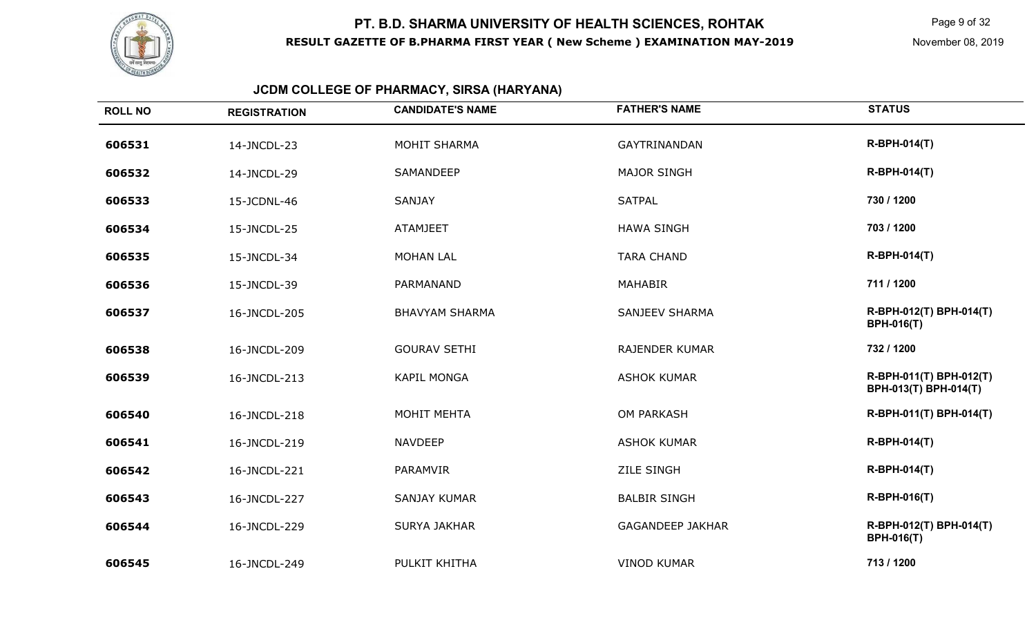# PT. B.D. SHARMA UNIVERSITY OF HEALTH SCIENCES, ROHTAK

**RESULT GAZETTE OF B.PHARMA FIRST YEAR ( New Scheme ) EXAMINATION MAY-2019**

November 08, 2019

## JCDM COLLEGE OF PHARMACY, SIRSA (HARYANA)

| ROLL NO | REGISTRATION | CANDIDATE'S NAME | FATHER'S NAME | STATUS |
|---|---|---|---|---|
| 606531 | 14-JNCDL-23 | MOHIT SHARMA | GAYTRINANDAN | R-BPH-014(T) |
| 606532 | 14-JNCDL-29 | SAMANDEEP | MAJOR SINGH | R-BPH-014(T) |
| 606533 | 15-JCDNL-46 | SANJAY | SATPAL | 730 / 1200 |
| 606534 | 15-JNCDL-25 | ATAMJEET | HAWA SINGH | 703 / 1200 |
| 606535 | 15-JNCDL-34 | MOHAN LAL | TARA CHAND | R-BPH-014(T) |
| 606536 | 15-JNCDL-39 | PARMANAND | MAHABIR | 711 / 1200 |
| 606537 | 16-JNCDL-205 | BHAVYAM SHARMA | SANJEEV SHARMA | R-BPH-012(T) BPH-014(T) BPH-016(T) |
| 606538 | 16-JNCDL-209 | GOURAV SETHI | RAJENDER KUMAR | 732 / 1200 |
| 606539 | 16-JNCDL-213 | KAPIL MONGA | ASHOK KUMAR | R-BPH-011(T) BPH-012(T) BPH-013(T) BPH-014(T) |
| 606540 | 16-JNCDL-218 | MOHIT MEHTA | OM PARKASH | R-BPH-011(T) BPH-014(T) |
| 606541 | 16-JNCDL-219 | NAVDEEP | ASHOK KUMAR | R-BPH-014(T) |
| 606542 | 16-JNCDL-221 | PARAMVIR | ZILE SINGH | R-BPH-014(T) |
| 606543 | 16-JNCDL-227 | SANJAY KUMAR | BALBIR SINGH | R-BPH-016(T) |
| 606544 | 16-JNCDL-229 | SURYA JAKHAR | GAGANDEEP JAKHAR | R-BPH-012(T) BPH-014(T) BPH-016(T) |
| 606545 | 16-JNCDL-249 | PULKIT KHITHA | VINOD KUMAR | 713 / 1200 |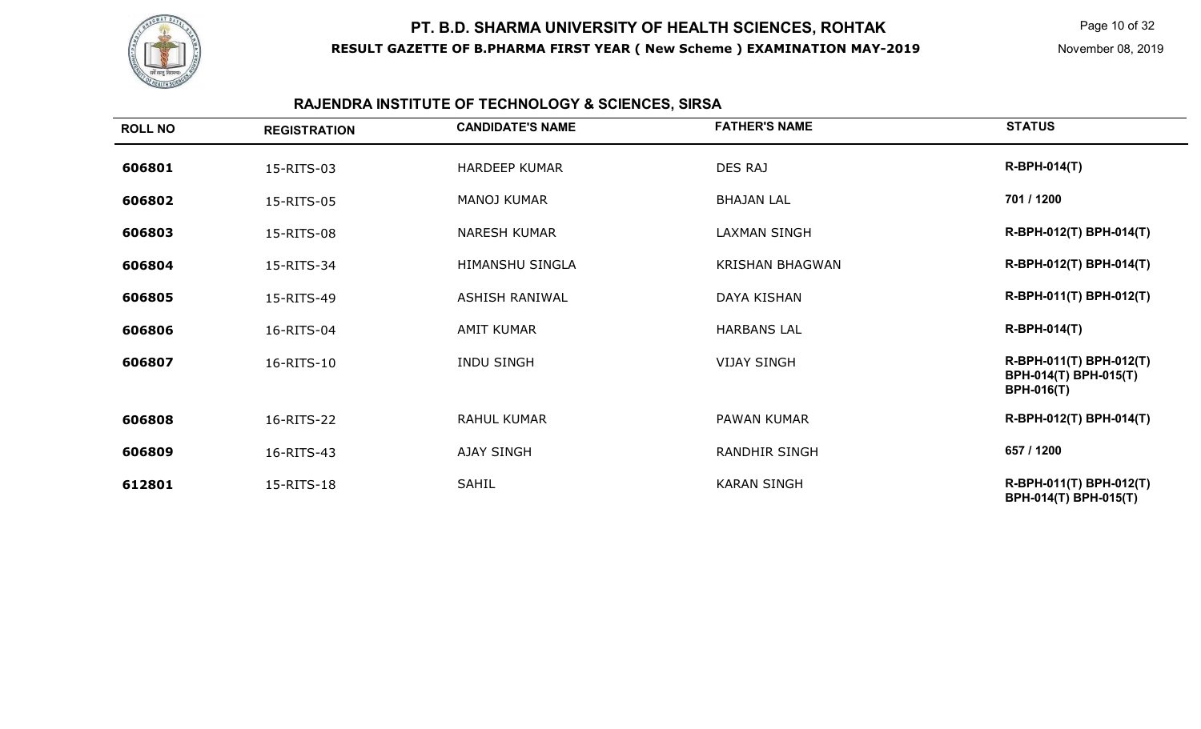# PT. B.D. SHARMA UNIVERSITY OF HEALTH SCIENCES, ROHTAK

**RESULT GAZETTE OF B.PHARMA FIRST YEAR ( New Scheme ) EXAMINATION MAY-2019**

November 08, 2019

## RAJENDRA INSTITUTE OF TECHNOLOGY & SCIENCES, SIRSA

| ROLL NO | REGISTRATION | CANDIDATE'S NAME | FATHER'S NAME | STATUS |
|---|---|---|---|---|
| 606801 | 15-RITS-03 | HARDEEP KUMAR | DES RAJ | R-BPH-014(T) |
| 606802 | 15-RITS-05 | MANOJ KUMAR | BHAJAN LAL | 701 / 1200 |
| 606803 | 15-RITS-08 | NARESH KUMAR | LAXMAN SINGH | R-BPH-012(T) BPH-014(T) |
| 606804 | 15-RITS-34 | HIMANSHU SINGLA | KRISHAN BHAGWAN | R-BPH-012(T) BPH-014(T) |
| 606805 | 15-RITS-49 | ASHISH RANIWAL | DAYA KISHAN | R-BPH-011(T) BPH-012(T) |
| 606806 | 16-RITS-04 | AMIT KUMAR | HARBANS LAL | R-BPH-014(T) |
| 606807 | 16-RITS-10 | INDU SINGH | VIJAY SINGH | R-BPH-011(T) BPH-012(T) BPH-014(T) BPH-015(T) BPH-016(T) |
| 606808 | 16-RITS-22 | RAHUL KUMAR | PAWAN KUMAR | R-BPH-012(T) BPH-014(T) |
| 606809 | 16-RITS-43 | AJAY SINGH | RANDHIR SINGH | 657 / 1200 |
| 612801 | 15-RITS-18 | SAHIL | KARAN SINGH | R-BPH-011(T) BPH-012(T) BPH-014(T) BPH-015(T) |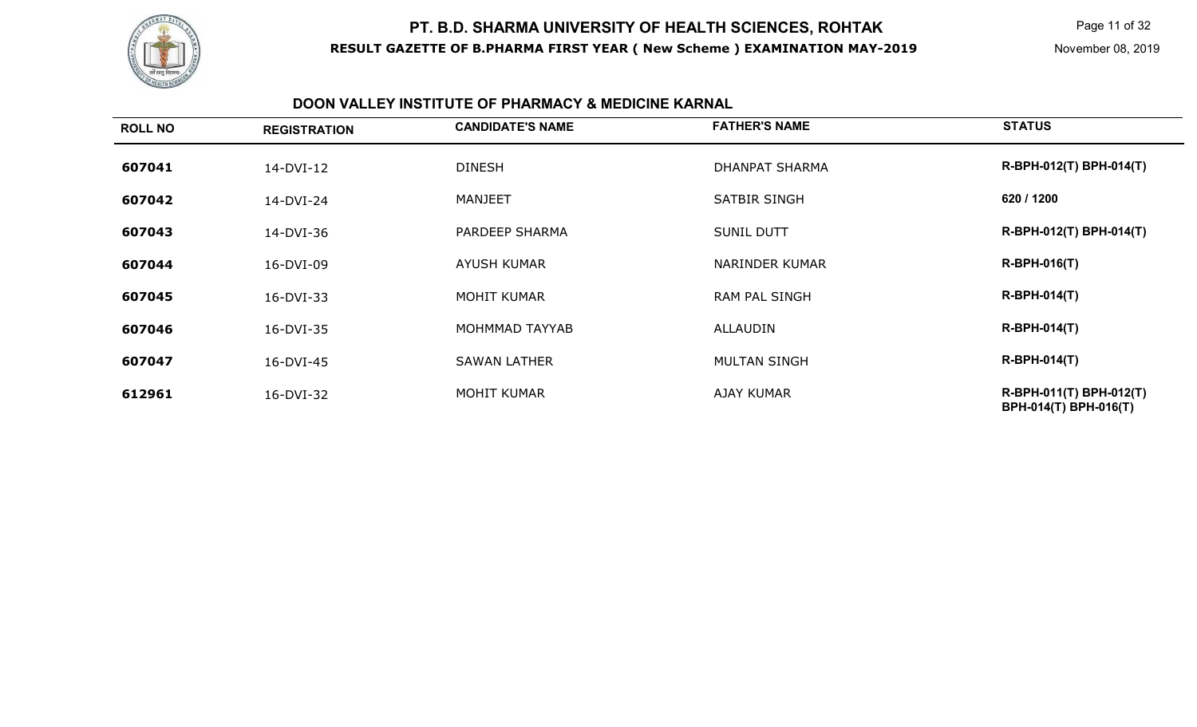# PT. B.D. SHARMA UNIVERSITY OF HEALTH SCIENCES, ROHTAK

**RESULT GAZETTE OF B.PHARMA FIRST YEAR ( New Scheme ) EXAMINATION MAY-2019**

November 08, 2019

## DOON VALLEY INSTITUTE OF PHARMACY & MEDICINE KARNAL

| ROLL NO | REGISTRATION | CANDIDATE'S NAME | FATHER'S NAME | STATUS |
|---|---|---|---|---|
| 607041 | 14-DVI-12 | DINESH | DHANPAT SHARMA | R-BPH-012(T) BPH-014(T) |
| 607042 | 14-DVI-24 | MANJEET | SATBIR SINGH | 620 / 1200 |
| 607043 | 14-DVI-36 | PARDEEP SHARMA | SUNIL DUTT | R-BPH-012(T) BPH-014(T) |
| 607044 | 16-DVI-09 | AYUSH KUMAR | NARINDER KUMAR | R-BPH-016(T) |
| 607045 | 16-DVI-33 | MOHIT KUMAR | RAM PAL SINGH | R-BPH-014(T) |
| 607046 | 16-DVI-35 | MOHMMAD TAYYAB | ALLAUDIN | R-BPH-014(T) |
| 607047 | 16-DVI-45 | SAWAN LATHER | MULTAN SINGH | R-BPH-014(T) |
| 612961 | 16-DVI-32 | MOHIT KUMAR | AJAY KUMAR | R-BPH-011(T) BPH-012(T) BPH-014(T) BPH-016(T) |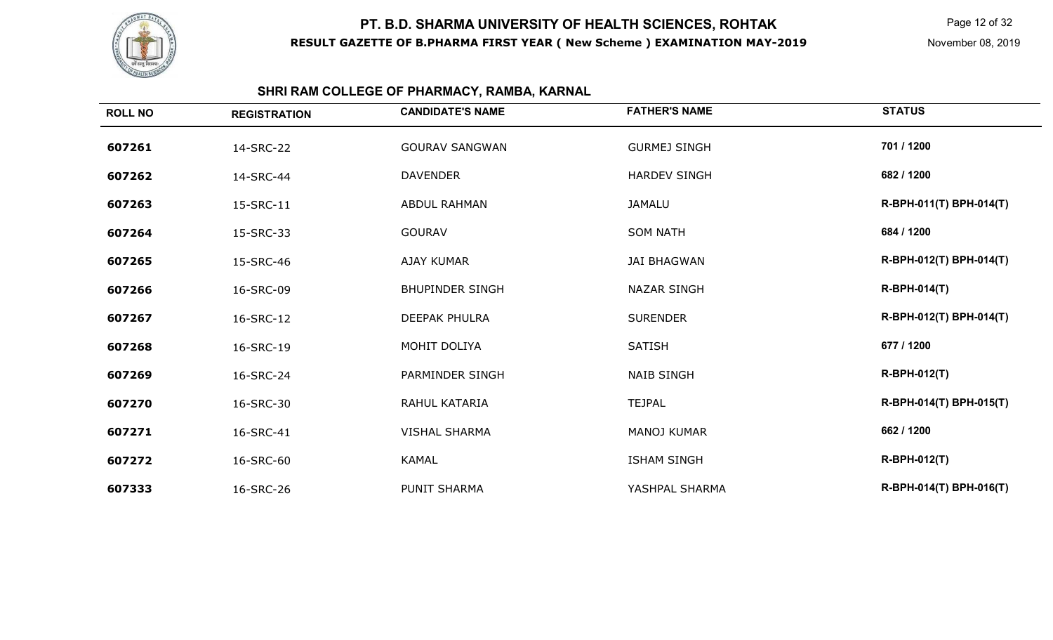# PT. B.D. SHARMA UNIVERSITY OF HEALTH SCIENCES, ROHTAK

**RESULT GAZETTE OF B.PHARMA FIRST YEAR ( New Scheme ) EXAMINATION MAY-2019**

November 08, 2019

## SHRI RAM COLLEGE OF PHARMACY, RAMBA, KARNAL

| ROLL NO | REGISTRATION | CANDIDATE'S NAME | FATHER'S NAME | STATUS |
|---|---|---|---|---|
| 607261 | 14-SRC-22 | GOURAV SANGWAN | GURMEJ SINGH | 701 / 1200 |
| 607262 | 14-SRC-44 | DAVENDER | HARDEV SINGH | 682 / 1200 |
| 607263 | 15-SRC-11 | ABDUL RAHMAN | JAMALU | R-BPH-011(T) BPH-014(T) |
| 607264 | 15-SRC-33 | GOURAV | SOM NATH | 684 / 1200 |
| 607265 | 15-SRC-46 | AJAY KUMAR | JAI BHAGWAN | R-BPH-012(T) BPH-014(T) |
| 607266 | 16-SRC-09 | BHUPINDER SINGH | NAZAR SINGH | R-BPH-014(T) |
| 607267 | 16-SRC-12 | DEEPAK PHULRA | SURENDER | R-BPH-012(T) BPH-014(T) |
| 607268 | 16-SRC-19 | MOHIT DOLIYA | SATISH | 677 / 1200 |
| 607269 | 16-SRC-24 | PARMINDER SINGH | NAIB SINGH | R-BPH-012(T) |
| 607270 | 16-SRC-30 | RAHUL KATARIA | TEJPAL | R-BPH-014(T) BPH-015(T) |
| 607271 | 16-SRC-41 | VISHAL SHARMA | MANOJ KUMAR | 662 / 1200 |
| 607272 | 16-SRC-60 | KAMAL | ISHAM SINGH | R-BPH-012(T) |
| 607333 | 16-SRC-26 | PUNIT SHARMA | YASHPAL SHARMA | R-BPH-014(T) BPH-016(T) |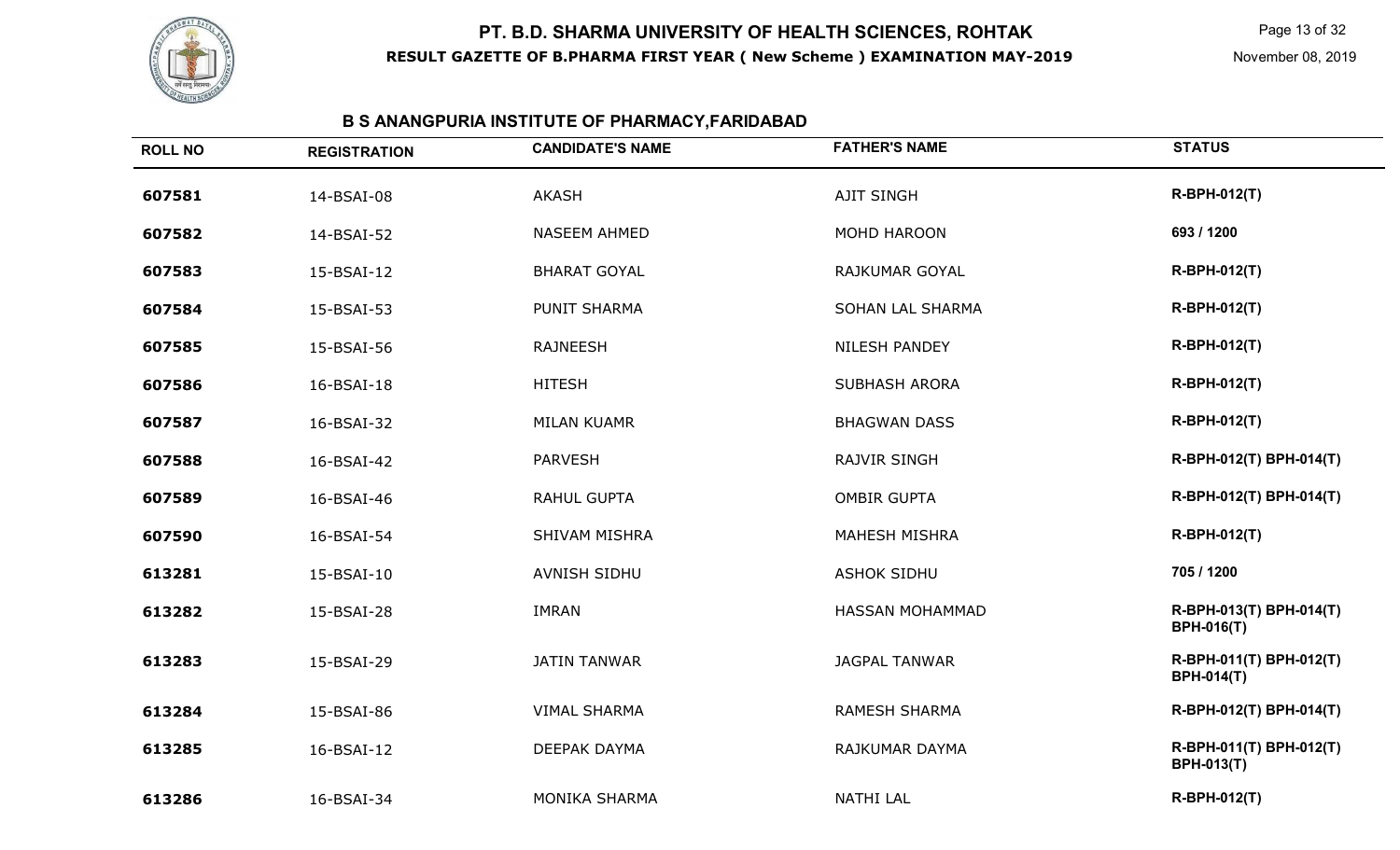# PT. B.D. SHARMA UNIVERSITY OF HEALTH SCIENCES, ROHTAK

**RESULT GAZETTE OF B.PHARMA FIRST YEAR ( New Scheme ) EXAMINATION MAY-2019**

November 08, 2019

## B S ANANGPURIA INSTITUTE OF PHARMACY,FARIDABAD

| ROLL NO | REGISTRATION | CANDIDATE'S NAME | FATHER'S NAME | STATUS |
|---|---|---|---|---|
| 607581 | 14-BSAI-08 | AKASH | AJIT SINGH | R-BPH-012(T) |
| 607582 | 14-BSAI-52 | NASEEM AHMED | MOHD HAROON | 693 / 1200 |
| 607583 | 15-BSAI-12 | BHARAT GOYAL | RAJKUMAR GOYAL | R-BPH-012(T) |
| 607584 | 15-BSAI-53 | PUNIT SHARMA | SOHAN LAL SHARMA | R-BPH-012(T) |
| 607585 | 15-BSAI-56 | RAJNEESH | NILESH PANDEY | R-BPH-012(T) |
| 607586 | 16-BSAI-18 | HITESH | SUBHASH ARORA | R-BPH-012(T) |
| 607587 | 16-BSAI-32 | MILAN KUAMR | BHAGWAN DASS | R-BPH-012(T) |
| 607588 | 16-BSAI-42 | PARVESH | RAJVIR SINGH | R-BPH-012(T) BPH-014(T) |
| 607589 | 16-BSAI-46 | RAHUL GUPTA | OMBIR GUPTA | R-BPH-012(T) BPH-014(T) |
| 607590 | 16-BSAI-54 | SHIVAM MISHRA | MAHESH MISHRA | R-BPH-012(T) |
| 613281 | 15-BSAI-10 | AVNISH SIDHU | ASHOK SIDHU | 705 / 1200 |
| 613282 | 15-BSAI-28 | IMRAN | HASSAN MOHAMMAD | R-BPH-013(T) BPH-014(T) BPH-016(T) |
| 613283 | 15-BSAI-29 | JATIN TANWAR | JAGPAL TANWAR | R-BPH-011(T) BPH-012(T) BPH-014(T) |
| 613284 | 15-BSAI-86 | VIMAL SHARMA | RAMESH SHARMA | R-BPH-012(T) BPH-014(T) |
| 613285 | 16-BSAI-12 | DEEPAK DAYMA | RAJKUMAR DAYMA | R-BPH-011(T) BPH-012(T) BPH-013(T) |
| 613286 | 16-BSAI-34 | MONIKA SHARMA | NATHI LAL | R-BPH-012(T) |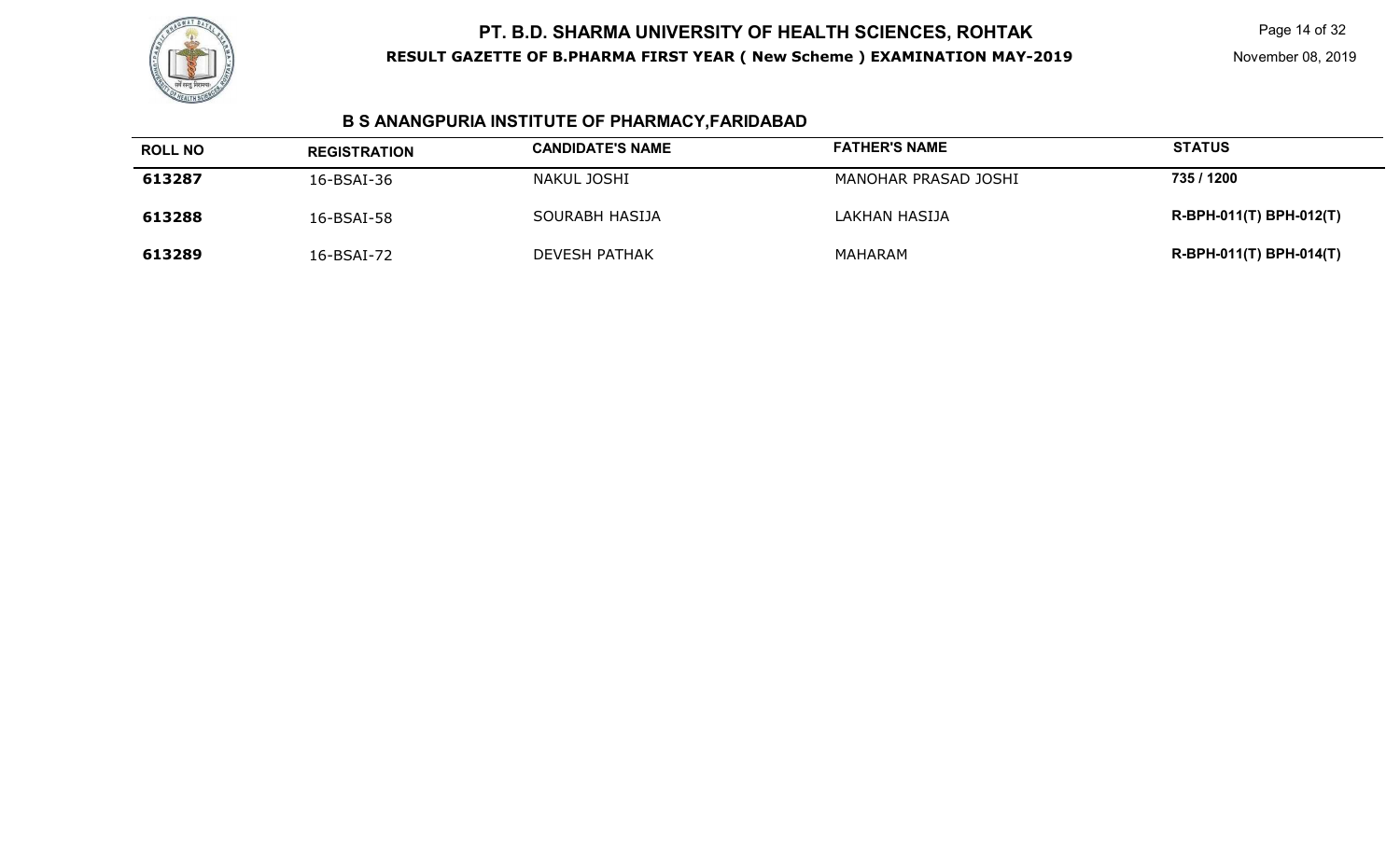# PT. B.D. SHARMA UNIVERSITY OF HEALTH SCIENCES, ROHTAK

**RESULT GAZETTE OF B.PHARMA FIRST YEAR ( New Scheme ) EXAMINATION MAY-2019**

November 08, 2019

## B S ANANGPURIA INSTITUTE OF PHARMACY,FARIDABAD

| ROLL NO | REGISTRATION | CANDIDATE'S NAME | FATHER'S NAME | STATUS |
|---|---|---|---|---|
| **613287** | 16-BSAI-36 | NAKUL JOSHI | MANOHAR PRASAD JOSHI | **735 / 1200** |
| **613288** | 16-BSAI-58 | SOURABH HASIJA | LAKHAN HASIJA | **R-BPH-011(T) BPH-012(T)** |
| **613289** | 16-BSAI-72 | DEVESH PATHAK | MAHARAM | **R-BPH-011(T) BPH-014(T)** |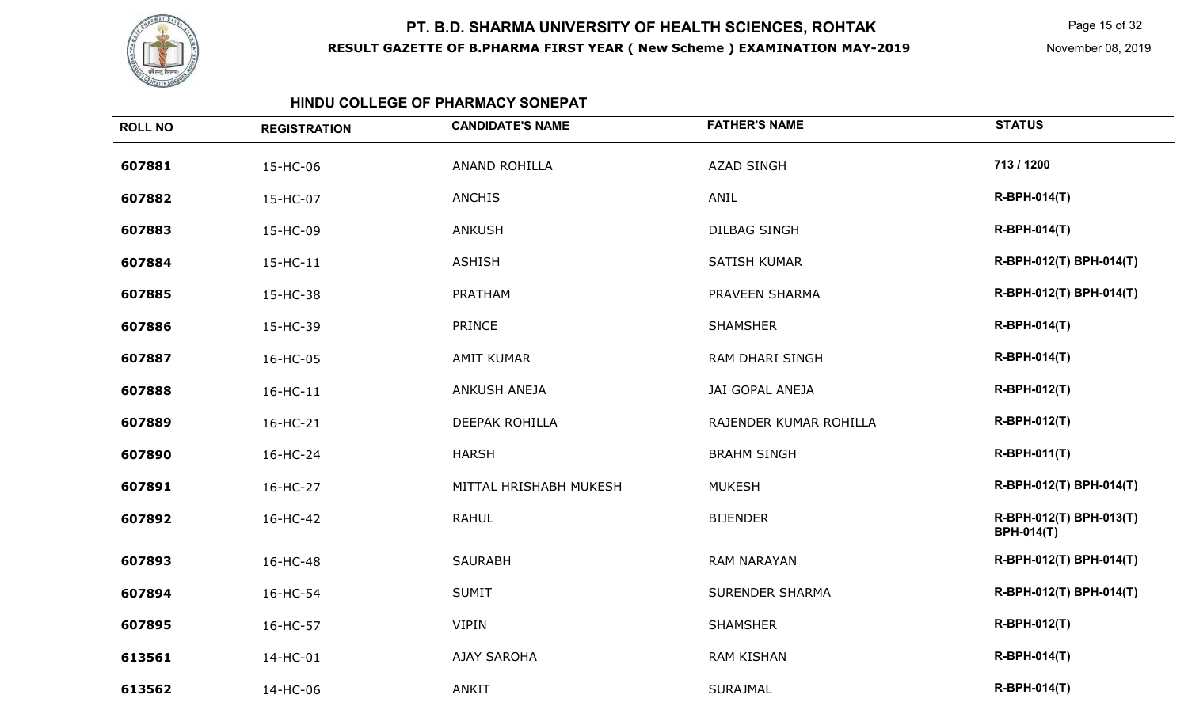# PT. B.D. SHARMA UNIVERSITY OF HEALTH SCIENCES, ROHTAK

**RESULT GAZETTE OF B.PHARMA FIRST YEAR ( New Scheme ) EXAMINATION MAY-2019**

November 08, 2019

## HINDU COLLEGE OF PHARMACY SONEPAT

| ROLL NO | REGISTRATION | CANDIDATE'S NAME | FATHER'S NAME | STATUS |
|---|---|---|---|---|
| 607881 | 15-HC-06 | ANAND ROHILLA | AZAD SINGH | 713 / 1200 |
| 607882 | 15-HC-07 | ANCHIS | ANIL | R-BPH-014(T) |
| 607883 | 15-HC-09 | ANKUSH | DILBAG SINGH | R-BPH-014(T) |
| 607884 | 15-HC-11 | ASHISH | SATISH KUMAR | R-BPH-012(T) BPH-014(T) |
| 607885 | 15-HC-38 | PRATHAM | PRAVEEN SHARMA | R-BPH-012(T) BPH-014(T) |
| 607886 | 15-HC-39 | PRINCE | SHAMSHER | R-BPH-014(T) |
| 607887 | 16-HC-05 | AMIT KUMAR | RAM DHARI SINGH | R-BPH-014(T) |
| 607888 | 16-HC-11 | ANKUSH ANEJA | JAI GOPAL ANEJA | R-BPH-012(T) |
| 607889 | 16-HC-21 | DEEPAK ROHILLA | RAJENDER KUMAR ROHILLA | R-BPH-012(T) |
| 607890 | 16-HC-24 | HARSH | BRAHM SINGH | R-BPH-011(T) |
| 607891 | 16-HC-27 | MITTAL HRISHABH MUKESH | MUKESH | R-BPH-012(T) BPH-014(T) |
| 607892 | 16-HC-42 | RAHUL | BIJENDER | R-BPH-012(T) BPH-013(T) BPH-014(T) |
| 607893 | 16-HC-48 | SAURABH | RAM NARAYAN | R-BPH-012(T) BPH-014(T) |
| 607894 | 16-HC-54 | SUMIT | SURENDER SHARMA | R-BPH-012(T) BPH-014(T) |
| 607895 | 16-HC-57 | VIPIN | SHAMSHER | R-BPH-012(T) |
| 613561 | 14-HC-01 | AJAY SAROHA | RAM KISHAN | R-BPH-014(T) |
| 613562 | 14-HC-06 | ANKIT | SURAJMAL | R-BPH-014(T) |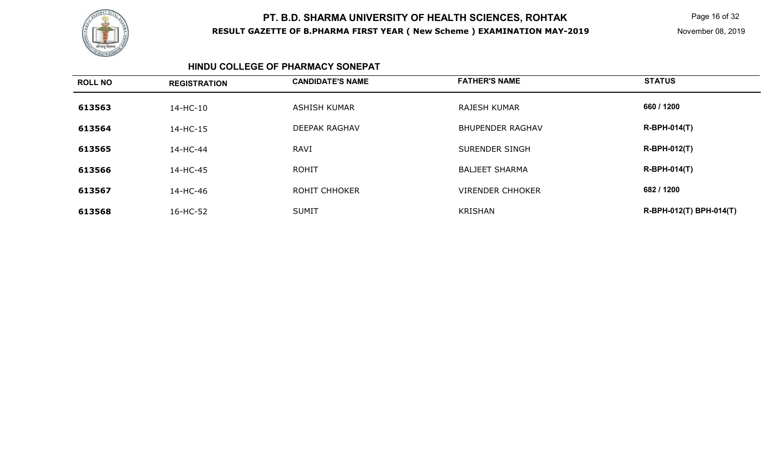# PT. B.D. SHARMA UNIVERSITY OF HEALTH SCIENCES, ROHTAK

**RESULT GAZETTE OF B.PHARMA FIRST YEAR ( New Scheme ) EXAMINATION MAY-2019**

November 08, 2019

## HINDU COLLEGE OF PHARMACY SONEPAT

| ROLL NO | REGISTRATION | CANDIDATE'S NAME | FATHER'S NAME | STATUS |
|---|---|---|---|---|
| **613563** | 14-HC-10 | ASHISH KUMAR | RAJESH KUMAR | **660 / 1200** |
| **613564** | 14-HC-15 | DEEPAK RAGHAV | BHUPENDER RAGHAV | **R-BPH-014(T)** |
| **613565** | 14-HC-44 | RAVI | SURENDER SINGH | **R-BPH-012(T)** |
| **613566** | 14-HC-45 | ROHIT | BALJEET SHARMA | **R-BPH-014(T)** |
| **613567** | 14-HC-46 | ROHIT CHHOKER | VIRENDER CHHOKER | **682 / 1200** |
| **613568** | 16-HC-52 | SUMIT | KRISHAN | **R-BPH-012(T) BPH-014(T)** |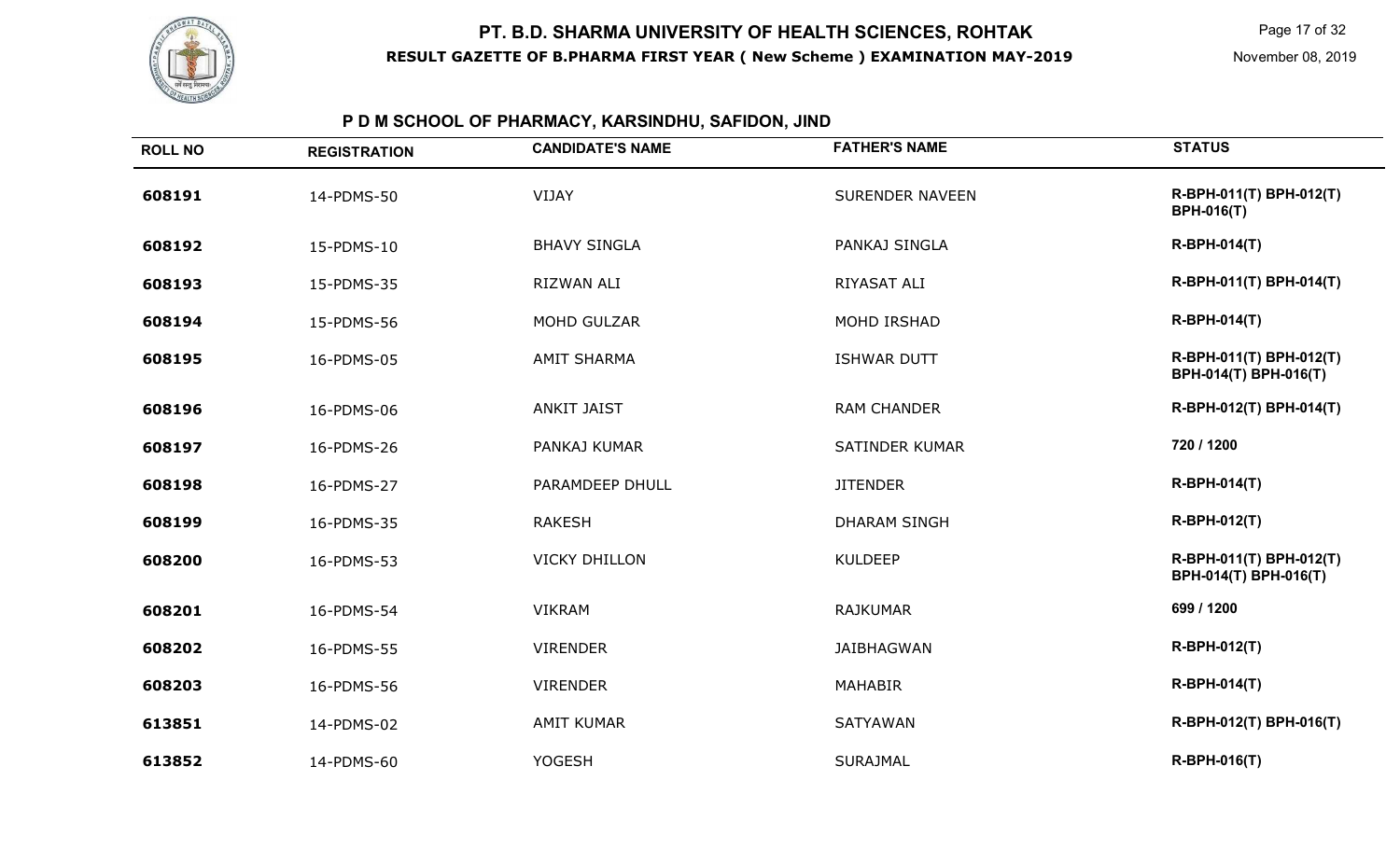# PT. B.D. SHARMA UNIVERSITY OF HEALTH SCIENCES, ROHTAK

**RESULT GAZETTE OF B.PHARMA FIRST YEAR ( New Scheme ) EXAMINATION MAY-2019**

November 08, 2019

## P D M SCHOOL OF PHARMACY, KARSINDHU, SAFIDON, JIND

| ROLL NO | REGISTRATION | CANDIDATE'S NAME | FATHER'S NAME | STATUS |
|---|---|---|---|---|
| 608191 | 14-PDMS-50 | VIJAY | SURENDER NAVEEN | R-BPH-011(T) BPH-012(T) BPH-016(T) |
| 608192 | 15-PDMS-10 | BHAVY SINGLA | PANKAJ SINGLA | R-BPH-014(T) |
| 608193 | 15-PDMS-35 | RIZWAN ALI | RIYASAT ALI | R-BPH-011(T) BPH-014(T) |
| 608194 | 15-PDMS-56 | MOHD GULZAR | MOHD IRSHAD | R-BPH-014(T) |
| 608195 | 16-PDMS-05 | AMIT SHARMA | ISHWAR DUTT | R-BPH-011(T) BPH-012(T) BPH-014(T) BPH-016(T) |
| 608196 | 16-PDMS-06 | ANKIT JAIST | RAM CHANDER | R-BPH-012(T) BPH-014(T) |
| 608197 | 16-PDMS-26 | PANKAJ KUMAR | SATINDER KUMAR | 720 / 1200 |
| 608198 | 16-PDMS-27 | PARAMDEEP DHULL | JITENDER | R-BPH-014(T) |
| 608199 | 16-PDMS-35 | RAKESH | DHARAM SINGH | R-BPH-012(T) |
| 608200 | 16-PDMS-53 | VICKY DHILLON | KULDEEP | R-BPH-011(T) BPH-012(T) BPH-014(T) BPH-016(T) |
| 608201 | 16-PDMS-54 | VIKRAM | RAJKUMAR | 699 / 1200 |
| 608202 | 16-PDMS-55 | VIRENDER | JAIBHAGWAN | R-BPH-012(T) |
| 608203 | 16-PDMS-56 | VIRENDER | MAHABIR | R-BPH-014(T) |
| 613851 | 14-PDMS-02 | AMIT KUMAR | SATYAWAN | R-BPH-012(T) BPH-016(T) |
| 613852 | 14-PDMS-60 | YOGESH | SURAJMAL | R-BPH-016(T) |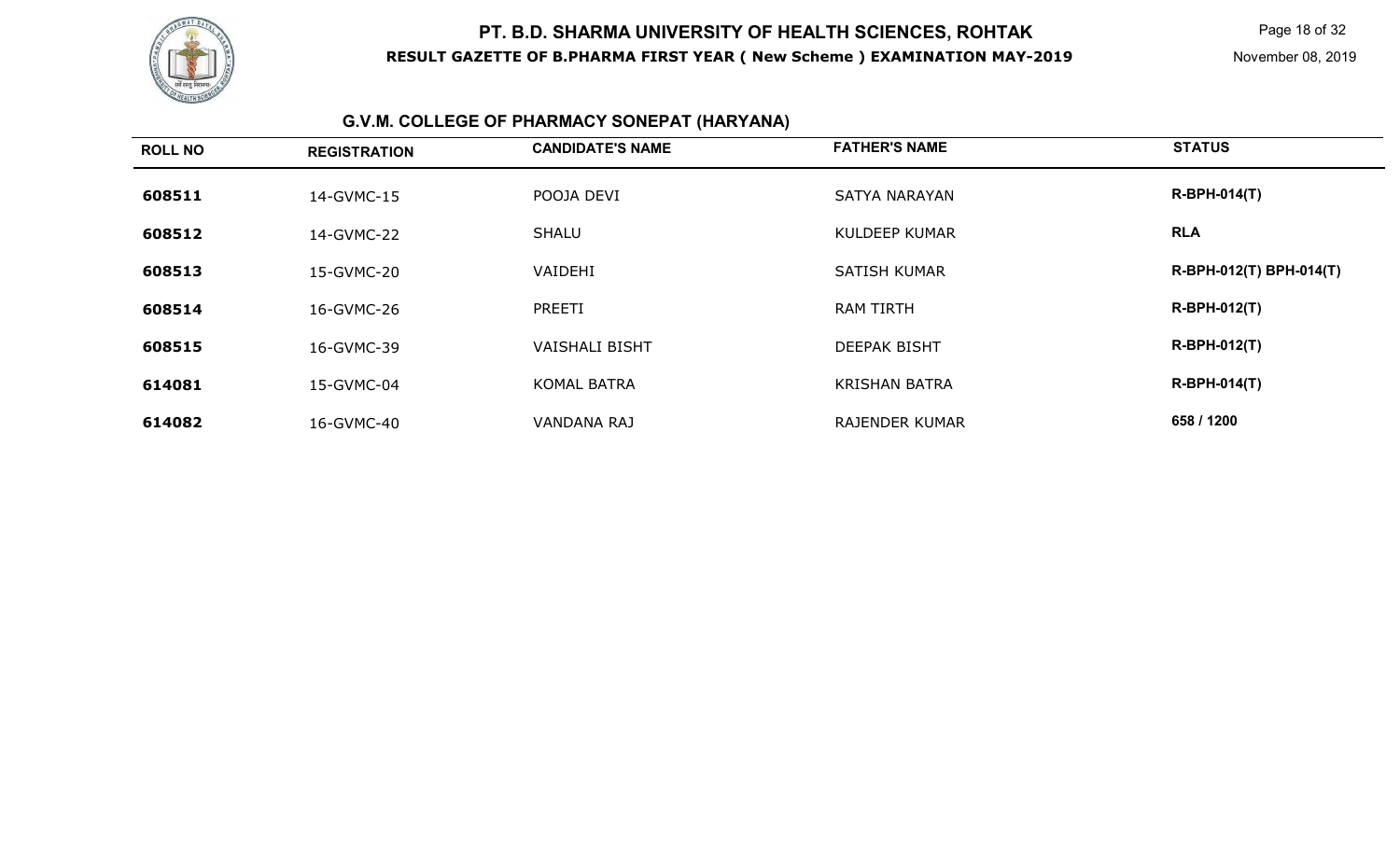## G.V.M. COLLEGE OF PHARMACY SONEPAT (HARYANA)

| ROLL NO | REGISTRATION | CANDIDATE'S NAME | FATHER'S NAME | STATUS |
|---|---|---|---|---|
| 608511 | 14-GVMC-15 | POOJA DEVI | SATYA NARAYAN | R-BPH-014(T) |
| 608512 | 14-GVMC-22 | SHALU | KULDEEP KUMAR | RLA |
| 608513 | 15-GVMC-20 | VAIDEHI | SATISH KUMAR | R-BPH-012(T) BPH-014(T) |
| 608514 | 16-GVMC-26 | PREETI | RAM TIRTH | R-BPH-012(T) |
| 608515 | 16-GVMC-39 | VAISHALI BISHT | DEEPAK BISHT | R-BPH-012(T) |
| 614081 | 15-GVMC-04 | KOMAL BATRA | KRISHAN BATRA | R-BPH-014(T) |
| 614082 | 16-GVMC-40 | VANDANA RAJ | RAJENDER KUMAR | 658 / 1200 |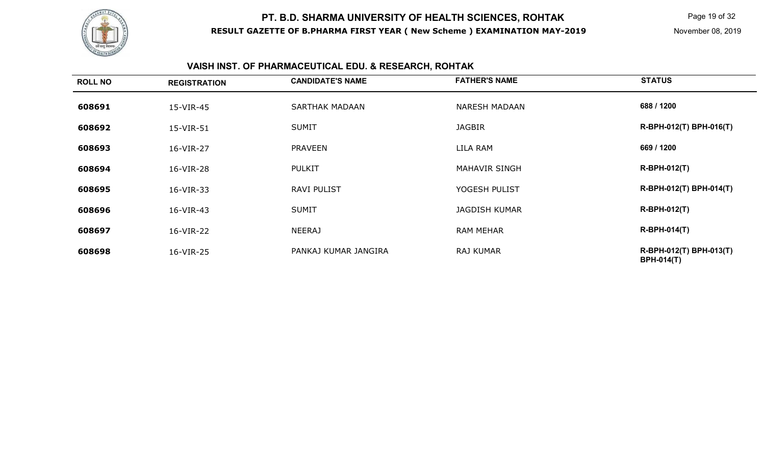## VAISH INST. OF PHARMACEUTICAL EDU. & RESEARCH, ROHTAK

| ROLL NO | REGISTRATION | CANDIDATE'S NAME | FATHER'S NAME | STATUS |
|---|---|---|---|---|
| 608691 | 15-VIR-45 | SARTHAK MADAAN | NARESH MADAAN | 688 / 1200 |
| 608692 | 15-VIR-51 | SUMIT | JAGBIR | R-BPH-012(T) BPH-016(T) |
| 608693 | 16-VIR-27 | PRAVEEN | LILA RAM | 669 / 1200 |
| 608694 | 16-VIR-28 | PULKIT | MAHAVIR SINGH | R-BPH-012(T) |
| 608695 | 16-VIR-33 | RAVI PULIST | YOGESH PULIST | R-BPH-012(T) BPH-014(T) |
| 608696 | 16-VIR-43 | SUMIT | JAGDISH KUMAR | R-BPH-012(T) |
| 608697 | 16-VIR-22 | NEERAJ | RAM MEHAR | R-BPH-014(T) |
| 608698 | 16-VIR-25 | PANKAJ KUMAR JANGIRA | RAJ KUMAR | R-BPH-012(T) BPH-013(T) BPH-014(T) |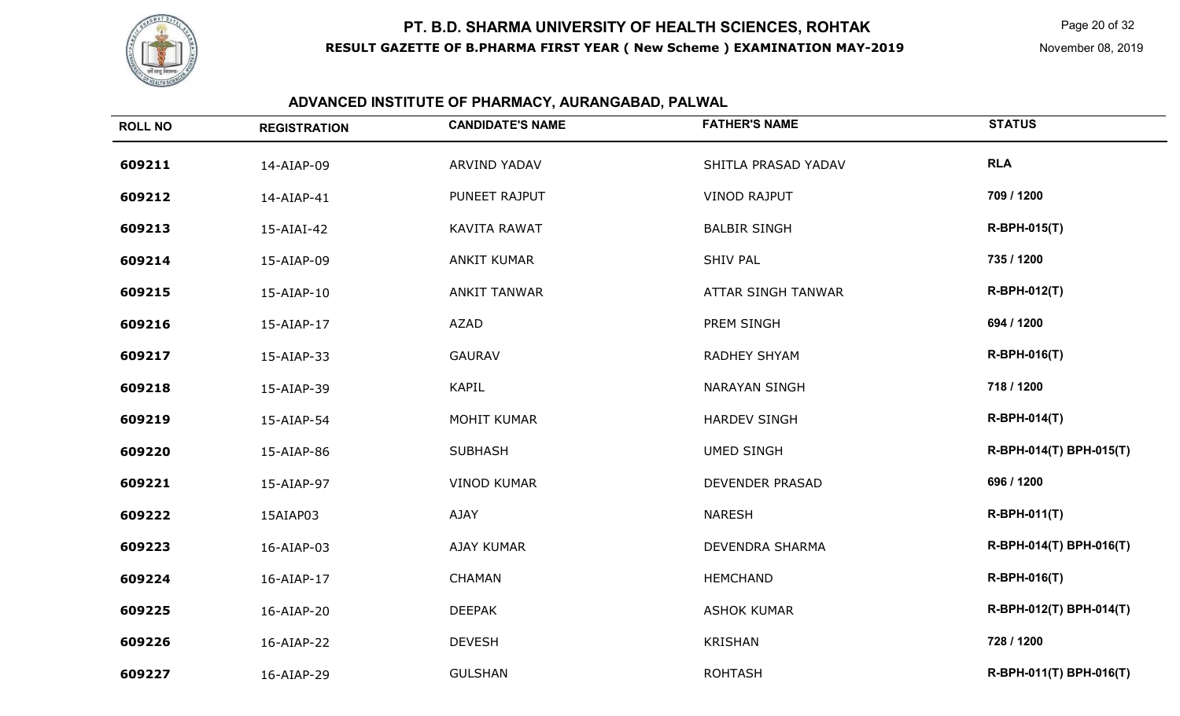# PT. B.D. SHARMA UNIVERSITY OF HEALTH SCIENCES, ROHTAK

**RESULT GAZETTE OF B.PHARMA FIRST YEAR ( New Scheme ) EXAMINATION MAY-2019**

November 08, 2019

## ADVANCED INSTITUTE OF PHARMACY, AURANGABAD, PALWAL

| ROLL NO | REGISTRATION | CANDIDATE'S NAME | FATHER'S NAME | STATUS |
|---|---|---|---|---|
| 609211 | 14-AIAP-09 | ARVIND YADAV | SHITLA PRASAD YADAV | RLA |
| 609212 | 14-AIAP-41 | PUNEET RAJPUT | VINOD RAJPUT | 709 / 1200 |
| 609213 | 15-AIAI-42 | KAVITA RAWAT | BALBIR SINGH | R-BPH-015(T) |
| 609214 | 15-AIAP-09 | ANKIT KUMAR | SHIV PAL | 735 / 1200 |
| 609215 | 15-AIAP-10 | ANKIT TANWAR | ATTAR SINGH TANWAR | R-BPH-012(T) |
| 609216 | 15-AIAP-17 | AZAD | PREM SINGH | 694 / 1200 |
| 609217 | 15-AIAP-33 | GAURAV | RADHEY SHYAM | R-BPH-016(T) |
| 609218 | 15-AIAP-39 | KAPIL | NARAYAN SINGH | 718 / 1200 |
| 609219 | 15-AIAP-54 | MOHIT KUMAR | HARDEV SINGH | R-BPH-014(T) |
| 609220 | 15-AIAP-86 | SUBHASH | UMED SINGH | R-BPH-014(T) BPH-015(T) |
| 609221 | 15-AIAP-97 | VINOD KUMAR | DEVENDER PRASAD | 696 / 1200 |
| 609222 | 15AIAP03 | AJAY | NARESH | R-BPH-011(T) |
| 609223 | 16-AIAP-03 | AJAY KUMAR | DEVENDRA SHARMA | R-BPH-014(T) BPH-016(T) |
| 609224 | 16-AIAP-17 | CHAMAN | HEMCHAND | R-BPH-016(T) |
| 609225 | 16-AIAP-20 | DEEPAK | ASHOK KUMAR | R-BPH-012(T) BPH-014(T) |
| 609226 | 16-AIAP-22 | DEVESH | KRISHAN | 728 / 1200 |
| 609227 | 16-AIAP-29 | GULSHAN | ROHTASH | R-BPH-011(T) BPH-016(T) |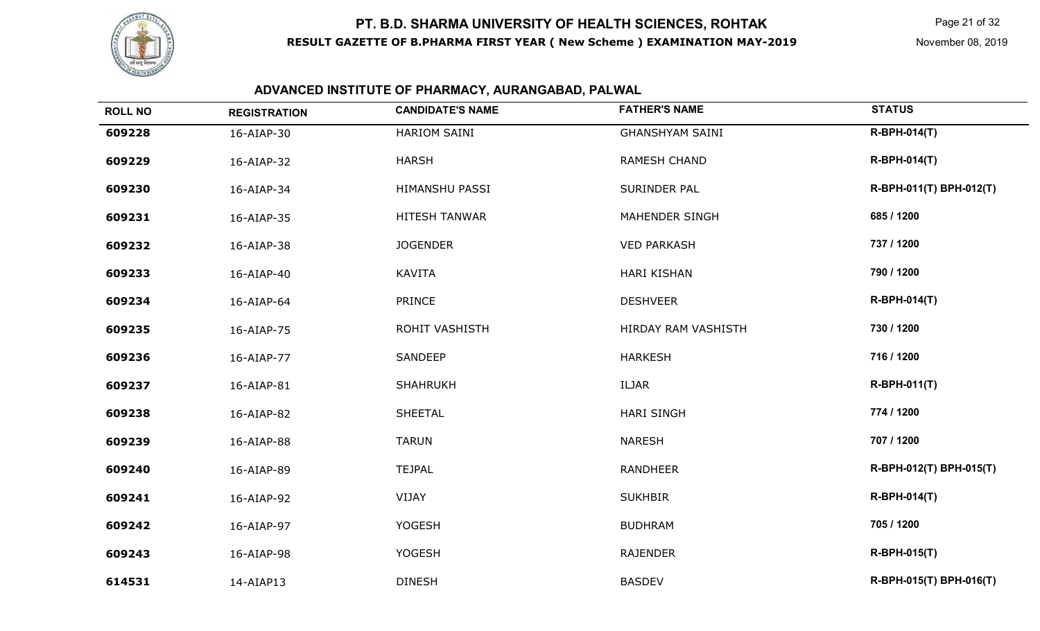# PT. B.D. SHARMA UNIVERSITY OF HEALTH SCIENCES, ROHTAK

**RESULT GAZETTE OF B.PHARMA FIRST YEAR ( New Scheme ) EXAMINATION MAY-2019**

November 08, 2019

## ADVANCED INSTITUTE OF PHARMACY, AURANGABAD, PALWAL

| ROLL NO | REGISTRATION | CANDIDATE'S NAME | FATHER'S NAME | STATUS |
|---|---|---|---|---|
| **609228** | 16-AIAP-30 | HARIOM SAINI | GHANSHYAM SAINI | **R-BPH-014(T)** |
| **609229** | 16-AIAP-32 | HARSH | RAMESH CHAND | **R-BPH-014(T)** |
| **609230** | 16-AIAP-34 | HIMANSHU PASSI | SURINDER PAL | **R-BPH-011(T) BPH-012(T)** |
| **609231** | 16-AIAP-35 | HITESH TANWAR | MAHENDER SINGH | **685 / 1200** |
| **609232** | 16-AIAP-38 | JOGENDER | VED PARKASH | **737 / 1200** |
| **609233** | 16-AIAP-40 | KAVITA | HARI KISHAN | **790 / 1200** |
| **609234** | 16-AIAP-64 | PRINCE | DESHVEER | **R-BPH-014(T)** |
| **609235** | 16-AIAP-75 | ROHIT VASHISTH | HIRDAY RAM VASHISTH | **730 / 1200** |
| **609236** | 16-AIAP-77 | SANDEEP | HARKESH | **716 / 1200** |
| **609237** | 16-AIAP-81 | SHAHRUKH | ILJAR | **R-BPH-011(T)** |
| **609238** | 16-AIAP-82 | SHEETAL | HARI SINGH | **774 / 1200** |
| **609239** | 16-AIAP-88 | TARUN | NARESH | **707 / 1200** |
| **609240** | 16-AIAP-89 | TEJPAL | RANDHEER | **R-BPH-012(T) BPH-015(T)** |
| **609241** | 16-AIAP-92 | VIJAY | SUKHBIR | **R-BPH-014(T)** |
| **609242** | 16-AIAP-97 | YOGESH | BUDHRAM | **705 / 1200** |
| **609243** | 16-AIAP-98 | YOGESH | RAJENDER | **R-BPH-015(T)** |
| **614531** | 14-AIAP13 | DINESH | BASDEV | **R-BPH-015(T) BPH-016(T)** |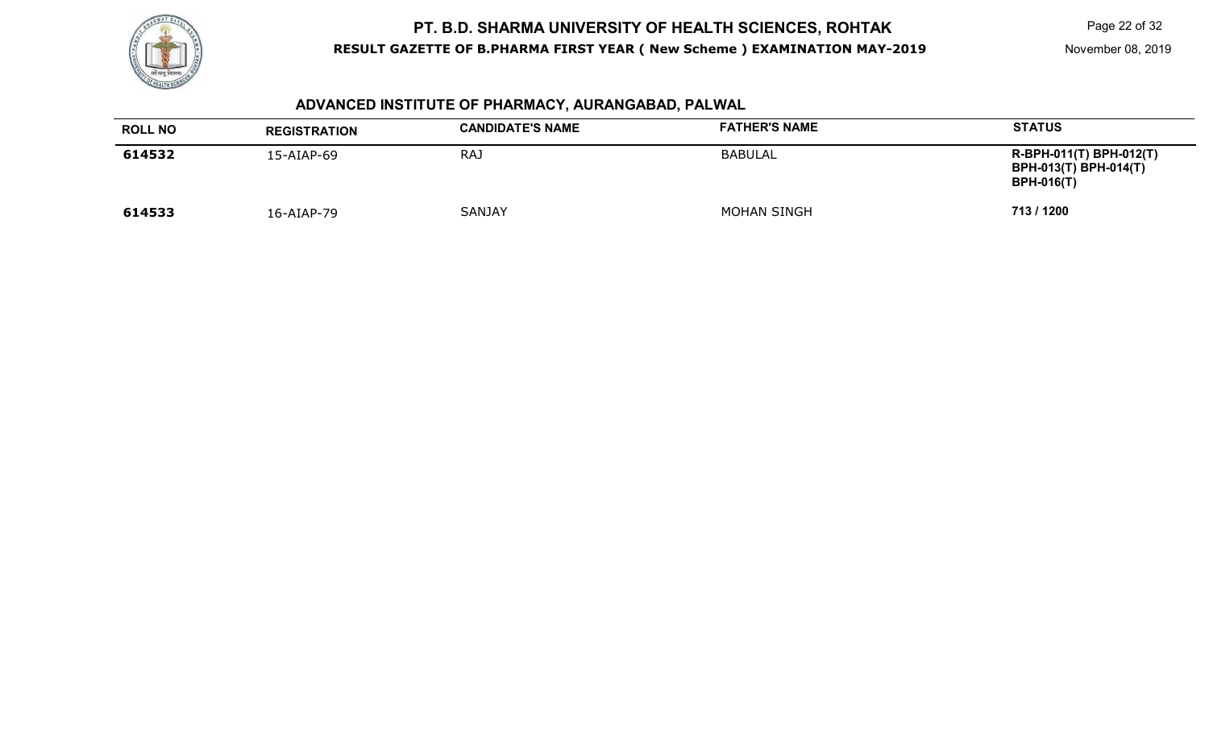# PT. B.D. SHARMA UNIVERSITY OF HEALTH SCIENCES, ROHTAK

**RESULT GAZETTE OF B.PHARMA FIRST YEAR ( New Scheme ) EXAMINATION MAY-2019**

November 08, 2019

## ADVANCED INSTITUTE OF PHARMACY, AURANGABAD, PALWAL

| ROLL NO | REGISTRATION | CANDIDATE'S NAME | FATHER'S NAME | STATUS |
|---|---|---|---|---|
| **614532** | 15-AIAP-69 | RAJ | BABULAL | **R-BPH-011(T) BPH-012(T) BPH-013(T) BPH-014(T) BPH-016(T)** |
| **614533** | 16-AIAP-79 | SANJAY | MOHAN SINGH | **713 / 1200** |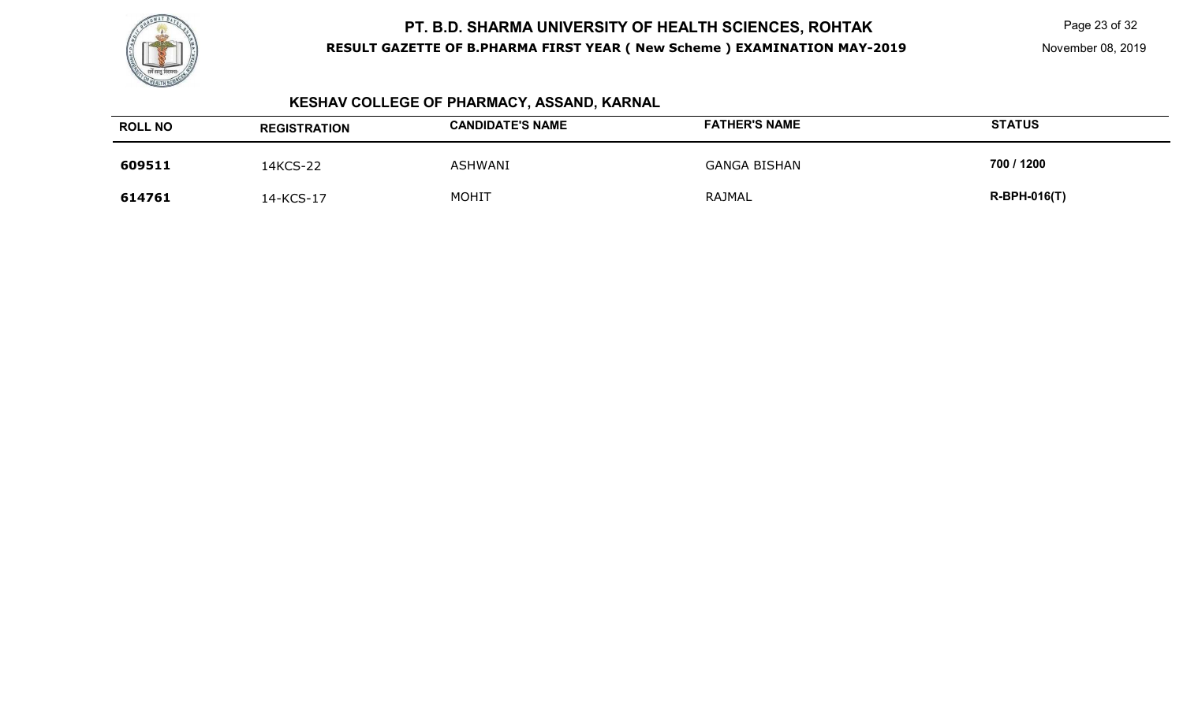# PT. B.D. SHARMA UNIVERSITY OF HEALTH SCIENCES, ROHTAK

**RESULT GAZETTE OF B.PHARMA FIRST YEAR ( New Scheme ) EXAMINATION MAY-2019**

November 08, 2019

## KESHAV COLLEGE OF PHARMACY, ASSAND, KARNAL

| ROLL NO | REGISTRATION | CANDIDATE'S NAME | FATHER'S NAME | STATUS |
|---|---|---|---|---|
| **609511** | 14KCS-22 | ASHWANI | GANGA BISHAN | **700 / 1200** |
| **614761** | 14-KCS-17 | MOHIT | RAJMAL | **R-BPH-016(T)** |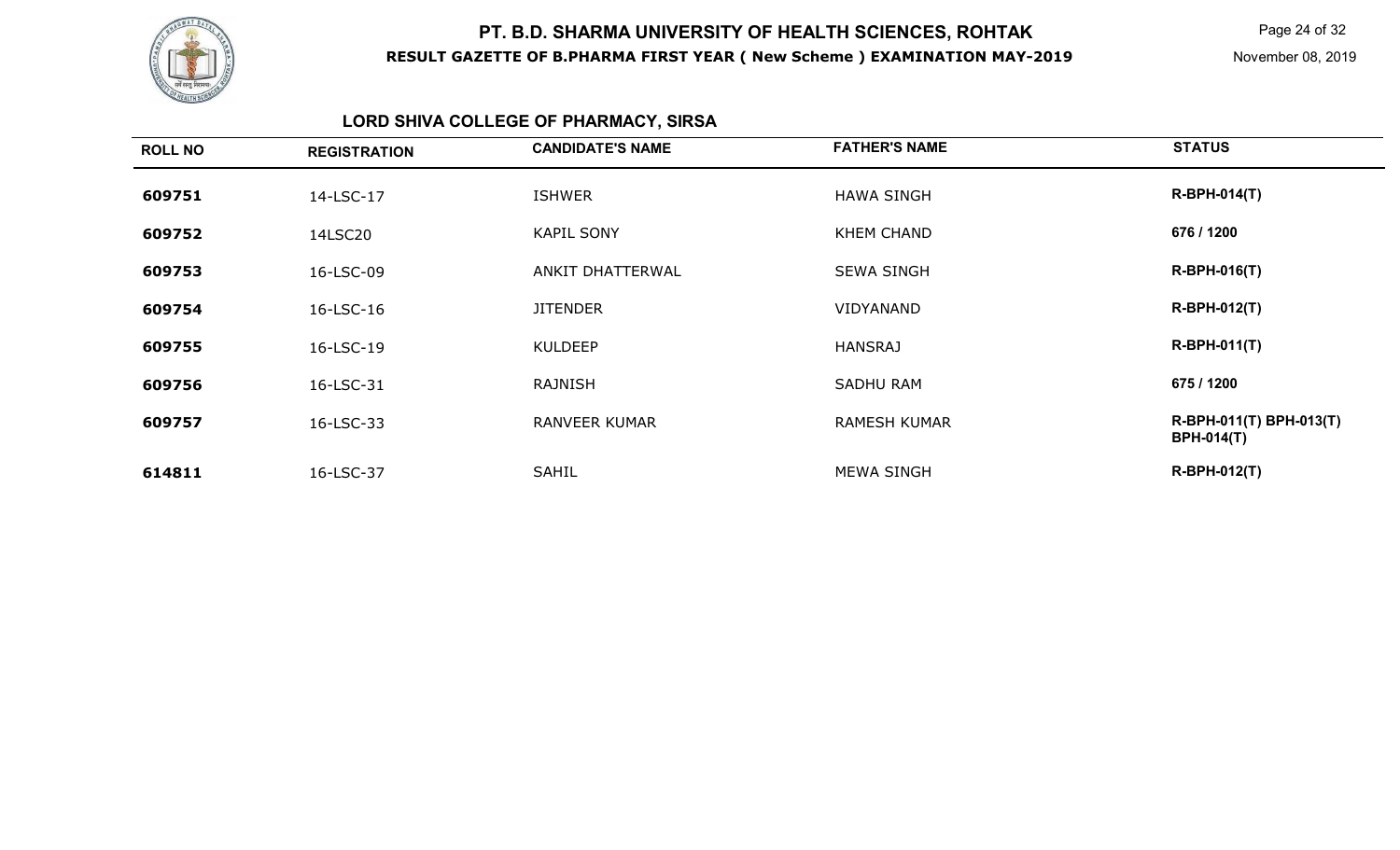# PT. B.D. SHARMA UNIVERSITY OF HEALTH SCIENCES, ROHTAK

**RESULT GAZETTE OF B.PHARMA FIRST YEAR ( New Scheme ) EXAMINATION MAY-2019**

November 08, 2019

## LORD SHIVA COLLEGE OF PHARMACY, SIRSA

| ROLL NO | REGISTRATION | CANDIDATE'S NAME | FATHER'S NAME | STATUS |
|---|---|---|---|---|
| 609751 | 14-LSC-17 | ISHWER | HAWA SINGH | R-BPH-014(T) |
| 609752 | 14LSC20 | KAPIL SONY | KHEM CHAND | 676 / 1200 |
| 609753 | 16-LSC-09 | ANKIT DHATTERWAL | SEWA SINGH | R-BPH-016(T) |
| 609754 | 16-LSC-16 | JITENDER | VIDYANAND | R-BPH-012(T) |
| 609755 | 16-LSC-19 | KULDEEP | HANSRAJ | R-BPH-011(T) |
| 609756 | 16-LSC-31 | RAJNISH | SADHU RAM | 675 / 1200 |
| 609757 | 16-LSC-33 | RANVEER KUMAR | RAMESH KUMAR | R-BPH-011(T) BPH-013(T) BPH-014(T) |
| 614811 | 16-LSC-37 | SAHIL | MEWA SINGH | R-BPH-012(T) |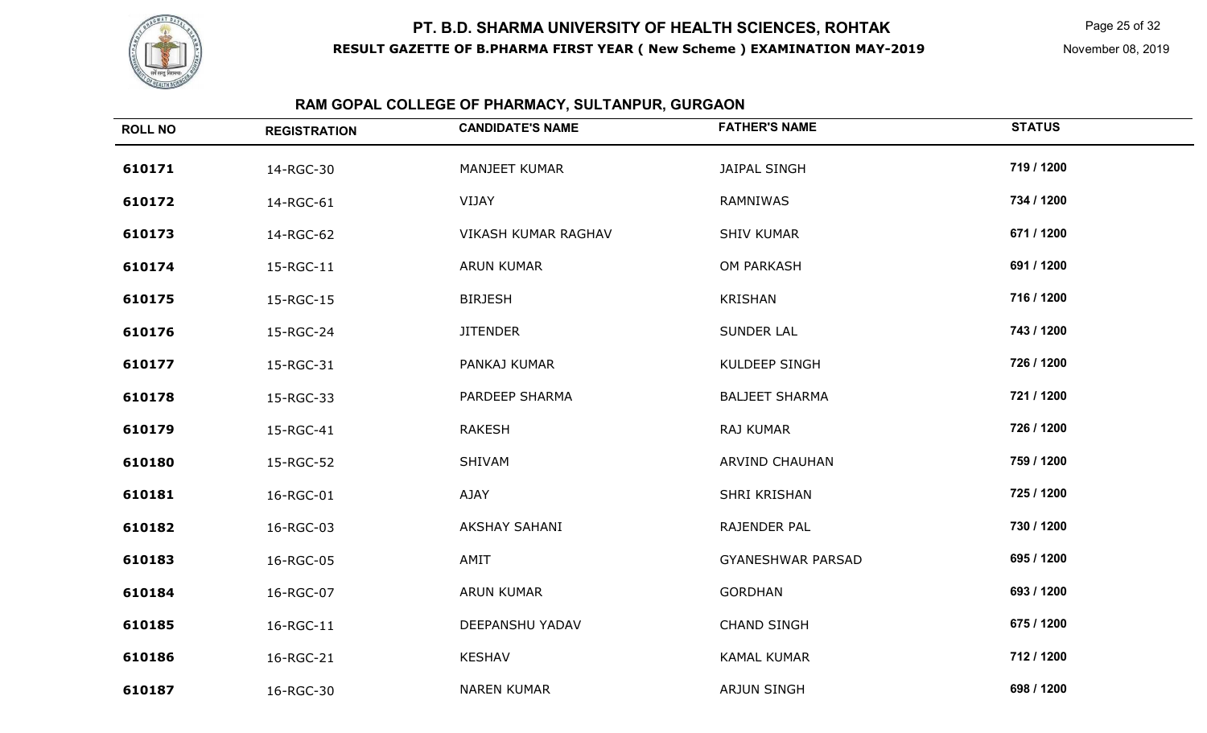# PT. B.D. SHARMA UNIVERSITY OF HEALTH SCIENCES, ROHTAK

**RESULT GAZETTE OF B.PHARMA FIRST YEAR ( New Scheme ) EXAMINATION MAY-2019**

November 08, 2019

## RAM GOPAL COLLEGE OF PHARMACY, SULTANPUR, GURGAON

| ROLL NO | REGISTRATION | CANDIDATE'S NAME | FATHER'S NAME | STATUS |
|---|---|---|---|---|
| 610171 | 14-RGC-30 | MANJEET KUMAR | JAIPAL SINGH | 719 / 1200 |
| 610172 | 14-RGC-61 | VIJAY | RAMNIWAS | 734 / 1200 |
| 610173 | 14-RGC-62 | VIKASH KUMAR RAGHAV | SHIV KUMAR | 671 / 1200 |
| 610174 | 15-RGC-11 | ARUN KUMAR | OM PARKASH | 691 / 1200 |
| 610175 | 15-RGC-15 | BIRJESH | KRISHAN | 716 / 1200 |
| 610176 | 15-RGC-24 | JITENDER | SUNDER LAL | 743 / 1200 |
| 610177 | 15-RGC-31 | PANKAJ KUMAR | KULDEEP SINGH | 726 / 1200 |
| 610178 | 15-RGC-33 | PARDEEP SHARMA | BALJEET SHARMA | 721 / 1200 |
| 610179 | 15-RGC-41 | RAKESH | RAJ KUMAR | 726 / 1200 |
| 610180 | 15-RGC-52 | SHIVAM | ARVIND CHAUHAN | 759 / 1200 |
| 610181 | 16-RGC-01 | AJAY | SHRI KRISHAN | 725 / 1200 |
| 610182 | 16-RGC-03 | AKSHAY SAHANI | RAJENDER PAL | 730 / 1200 |
| 610183 | 16-RGC-05 | AMIT | GYANESHWAR PARSAD | 695 / 1200 |
| 610184 | 16-RGC-07 | ARUN KUMAR | GORDHAN | 693 / 1200 |
| 610185 | 16-RGC-11 | DEEPANSHU YADAV | CHAND SINGH | 675 / 1200 |
| 610186 | 16-RGC-21 | KESHAV | KAMAL KUMAR | 712 / 1200 |
| 610187 | 16-RGC-30 | NAREN KUMAR | ARJUN SINGH | 698 / 1200 |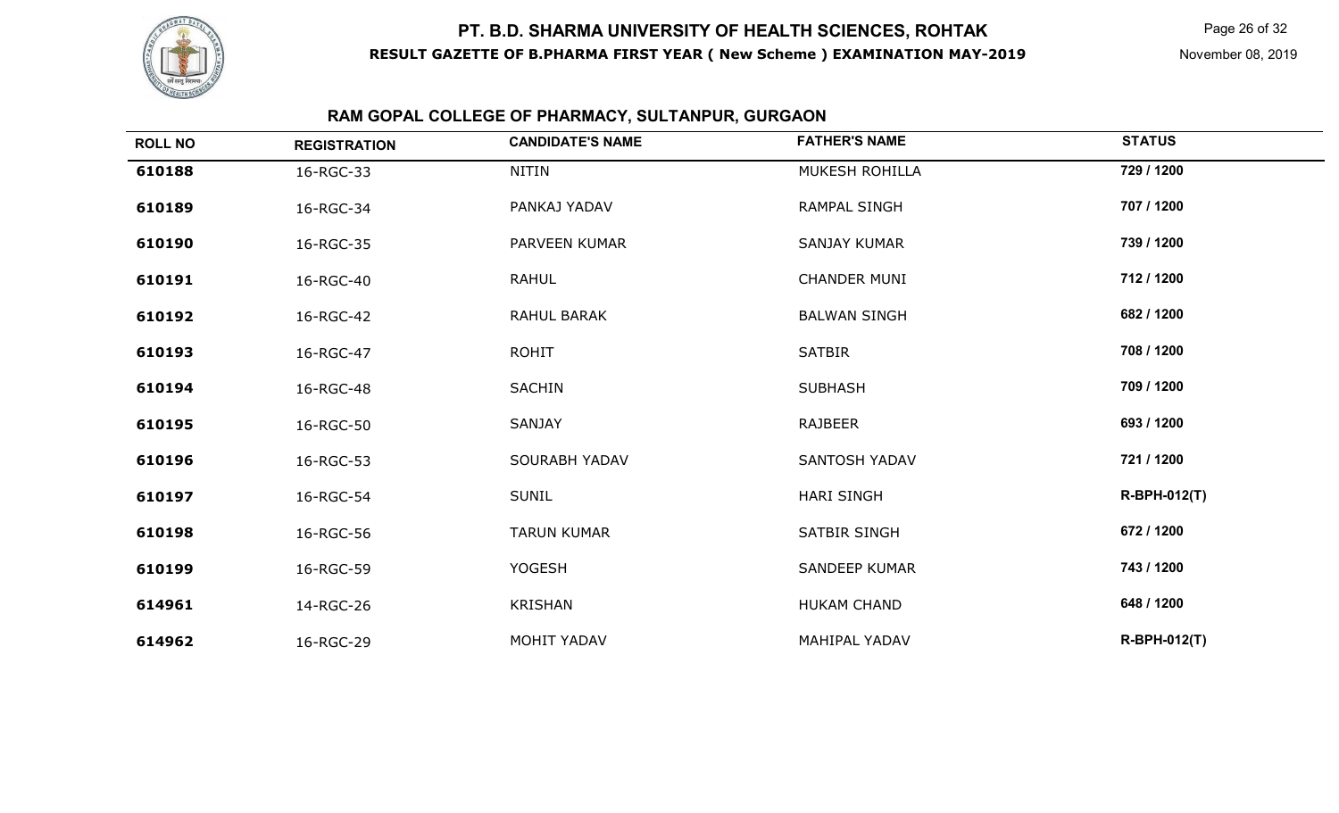# PT. B.D. SHARMA UNIVERSITY OF HEALTH SCIENCES, ROHTAK

**RESULT GAZETTE OF B.PHARMA FIRST YEAR ( New Scheme ) EXAMINATION MAY-2019**

November 08, 2019

## RAM GOPAL COLLEGE OF PHARMACY, SULTANPUR, GURGAON

| ROLL NO | REGISTRATION | CANDIDATE'S NAME | FATHER'S NAME | STATUS |
|---|---|---|---|---|
| 610188 | 16-RGC-33 | NITIN | MUKESH ROHILLA | 729 / 1200 |
| 610189 | 16-RGC-34 | PANKAJ YADAV | RAMPAL SINGH | 707 / 1200 |
| 610190 | 16-RGC-35 | PARVEEN KUMAR | SANJAY KUMAR | 739 / 1200 |
| 610191 | 16-RGC-40 | RAHUL | CHANDER MUNI | 712 / 1200 |
| 610192 | 16-RGC-42 | RAHUL BARAK | BALWAN SINGH | 682 / 1200 |
| 610193 | 16-RGC-47 | ROHIT | SATBIR | 708 / 1200 |
| 610194 | 16-RGC-48 | SACHIN | SUBHASH | 709 / 1200 |
| 610195 | 16-RGC-50 | SANJAY | RAJBEER | 693 / 1200 |
| 610196 | 16-RGC-53 | SOURABH YADAV | SANTOSH YADAV | 721 / 1200 |
| 610197 | 16-RGC-54 | SUNIL | HARI SINGH | R-BPH-012(T) |
| 610198 | 16-RGC-56 | TARUN KUMAR | SATBIR SINGH | 672 / 1200 |
| 610199 | 16-RGC-59 | YOGESH | SANDEEP KUMAR | 743 / 1200 |
| 614961 | 14-RGC-26 | KRISHAN | HUKAM CHAND | 648 / 1200 |
| 614962 | 16-RGC-29 | MOHIT YADAV | MAHIPAL YADAV | R-BPH-012(T) |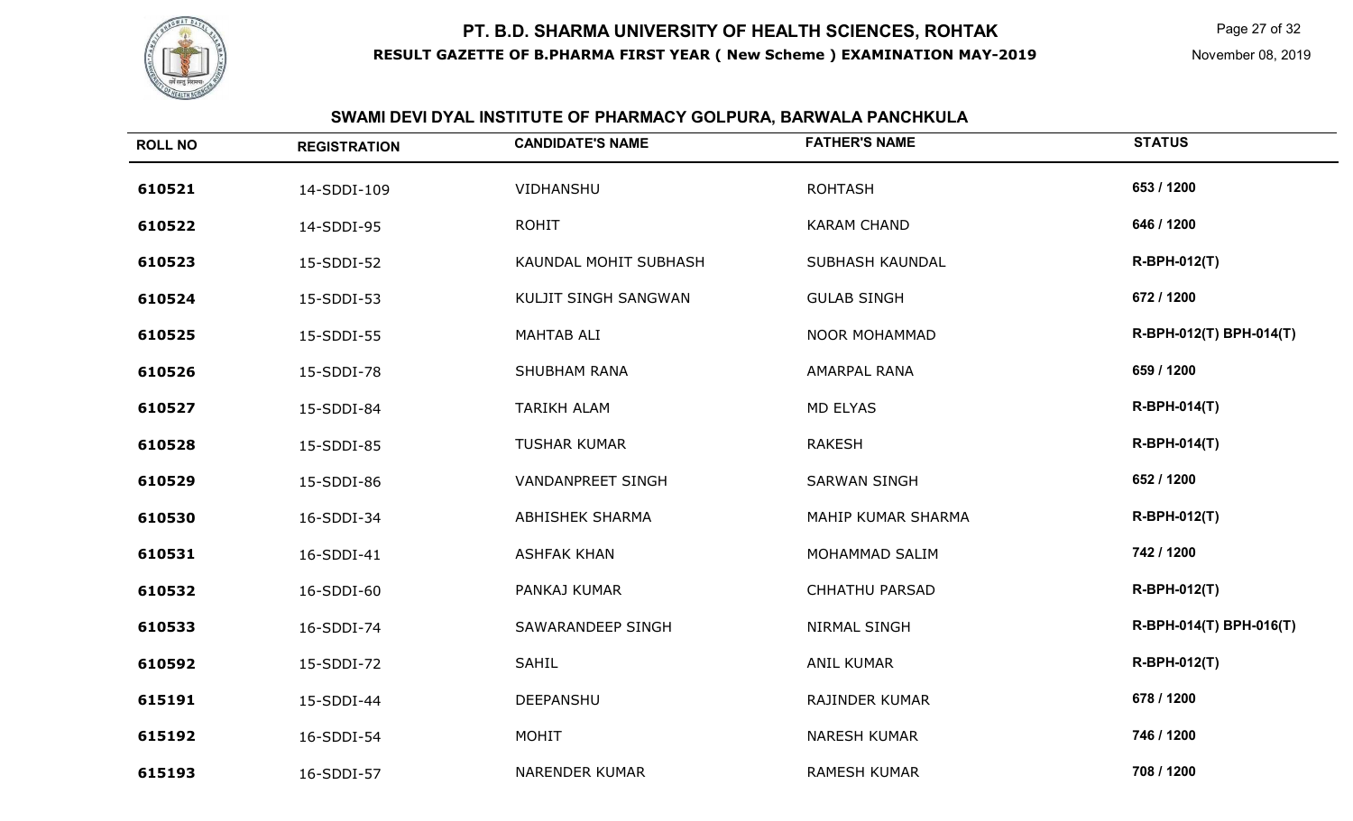# PT. B.D. SHARMA UNIVERSITY OF HEALTH SCIENCES, ROHTAK

**RESULT GAZETTE OF B.PHARMA FIRST YEAR ( New Scheme ) EXAMINATION MAY-2019**

November 08, 2019

## SWAMI DEVI DYAL INSTITUTE OF PHARMACY GOLPURA, BARWALA PANCHKULA

| ROLL NO | REGISTRATION | CANDIDATE'S NAME | FATHER'S NAME | STATUS |
|---|---|---|---|---|
| 610521 | 14-SDDI-109 | VIDHANSHU | ROHTASH | 653 / 1200 |
| 610522 | 14-SDDI-95 | ROHIT | KARAM CHAND | 646 / 1200 |
| 610523 | 15-SDDI-52 | KAUNDAL MOHIT SUBHASH | SUBHASH KAUNDAL | R-BPH-012(T) |
| 610524 | 15-SDDI-53 | KULJIT SINGH SANGWAN | GULAB SINGH | 672 / 1200 |
| 610525 | 15-SDDI-55 | MAHTAB ALI | NOOR MOHAMMAD | R-BPH-012(T) BPH-014(T) |
| 610526 | 15-SDDI-78 | SHUBHAM RANA | AMARPAL RANA | 659 / 1200 |
| 610527 | 15-SDDI-84 | TARIKH ALAM | MD ELYAS | R-BPH-014(T) |
| 610528 | 15-SDDI-85 | TUSHAR KUMAR | RAKESH | R-BPH-014(T) |
| 610529 | 15-SDDI-86 | VANDANPREET SINGH | SARWAN SINGH | 652 / 1200 |
| 610530 | 16-SDDI-34 | ABHISHEK SHARMA | MAHIP KUMAR SHARMA | R-BPH-012(T) |
| 610531 | 16-SDDI-41 | ASHFAK KHAN | MOHAMMAD SALIM | 742 / 1200 |
| 610532 | 16-SDDI-60 | PANKAJ KUMAR | CHHATHU PARSAD | R-BPH-012(T) |
| 610533 | 16-SDDI-74 | SAWARANDEEP SINGH | NIRMAL SINGH | R-BPH-014(T) BPH-016(T) |
| 610592 | 15-SDDI-72 | SAHIL | ANIL KUMAR | R-BPH-012(T) |
| 615191 | 15-SDDI-44 | DEEPANSHU | RAJINDER KUMAR | 678 / 1200 |
| 615192 | 16-SDDI-54 | MOHIT | NARESH KUMAR | 746 / 1200 |
| 615193 | 16-SDDI-57 | NARENDER KUMAR | RAMESH KUMAR | 708 / 1200 |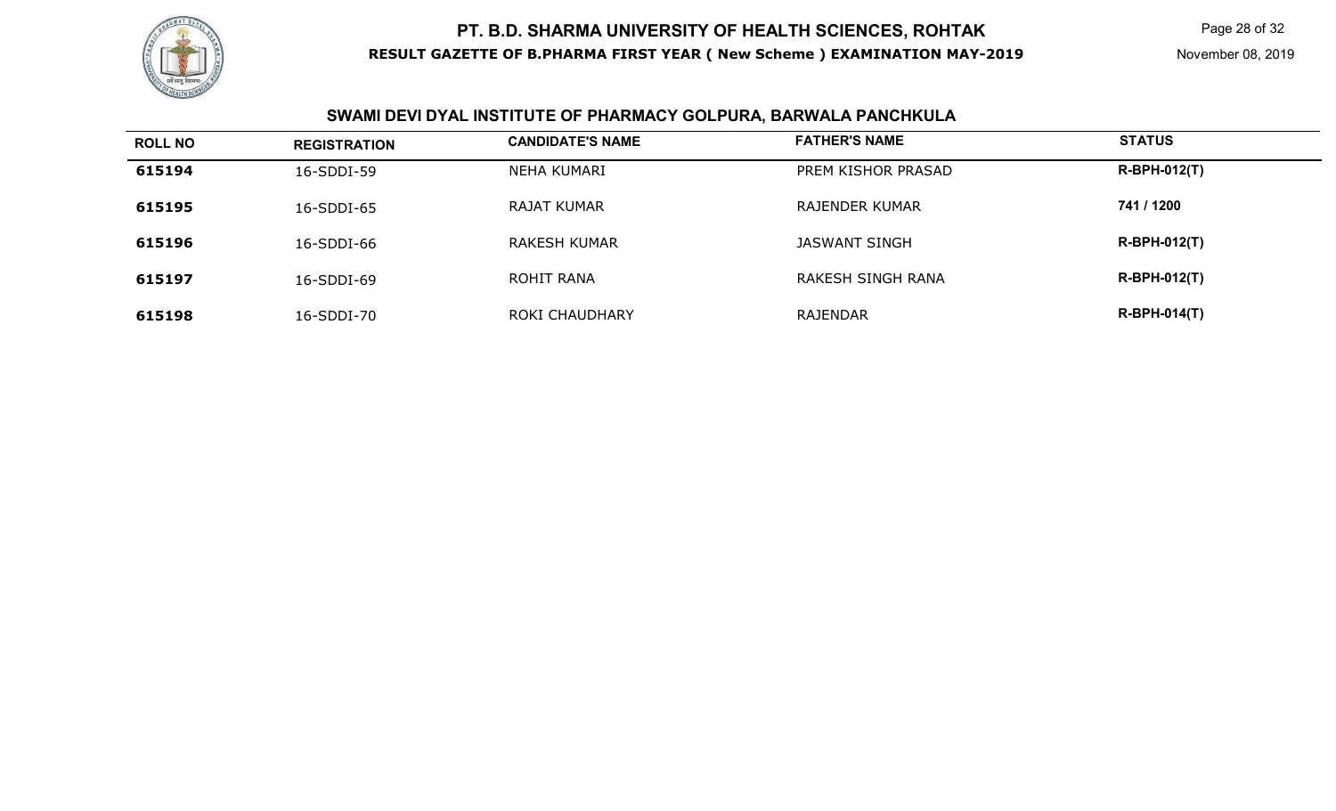# PT. B.D. SHARMA UNIVERSITY OF HEALTH SCIENCES, ROHTAK

**RESULT GAZETTE OF B.PHARMA FIRST YEAR ( New Scheme ) EXAMINATION MAY-2019**

November 08, 2019

## SWAMI DEVI DYAL INSTITUTE OF PHARMACY GOLPURA, BARWALA PANCHKULA

| ROLL NO | REGISTRATION | CANDIDATE'S NAME | FATHER'S NAME | STATUS |
|---|---|---|---|---|
| **615194** | 16-SDDI-59 | NEHA KUMARI | PREM KISHOR PRASAD | **R-BPH-012(T)** |
| **615195** | 16-SDDI-65 | RAJAT KUMAR | RAJENDER KUMAR | **741 / 1200** |
| **615196** | 16-SDDI-66 | RAKESH KUMAR | JASWANT SINGH | **R-BPH-012(T)** |
| **615197** | 16-SDDI-69 | ROHIT RANA | RAKESH SINGH RANA | **R-BPH-012(T)** |
| **615198** | 16-SDDI-70 | ROKI CHAUDHARY | RAJENDAR | **R-BPH-014(T)** |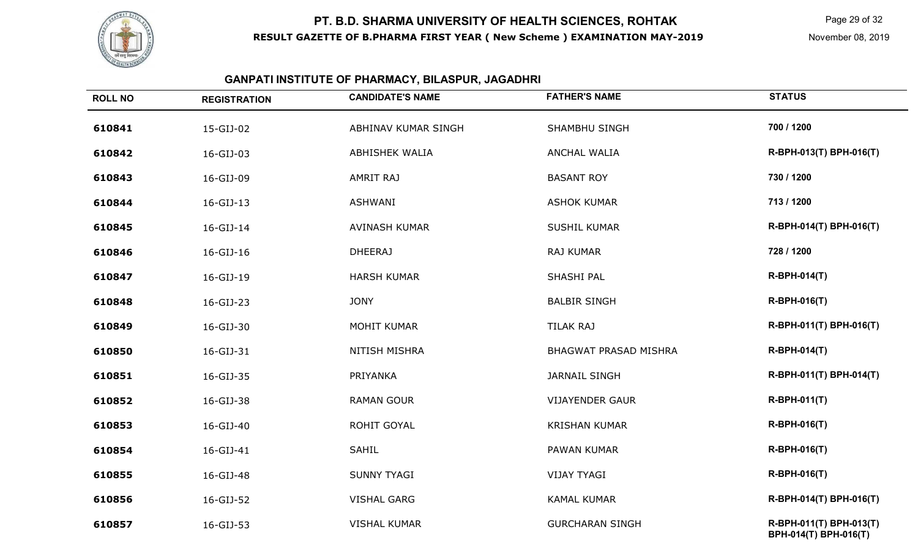# PT. B.D. SHARMA UNIVERSITY OF HEALTH SCIENCES, ROHTAK

**RESULT GAZETTE OF B.PHARMA FIRST YEAR ( New Scheme ) EXAMINATION MAY-2019**

November 08, 2019

## GANPATI INSTITUTE OF PHARMACY, BILASPUR, JAGADHRI

| ROLL NO | REGISTRATION | CANDIDATE'S NAME | FATHER'S NAME | STATUS |
|---|---|---|---|---|
| 610841 | 15-GIJ-02 | ABHINAV KUMAR SINGH | SHAMBHU SINGH | 700 / 1200 |
| 610842 | 16-GIJ-03 | ABHISHEK WALIA | ANCHAL WALIA | R-BPH-013(T) BPH-016(T) |
| 610843 | 16-GIJ-09 | AMRIT RAJ | BASANT ROY | 730 / 1200 |
| 610844 | 16-GIJ-13 | ASHWANI | ASHOK KUMAR | 713 / 1200 |
| 610845 | 16-GIJ-14 | AVINASH KUMAR | SUSHIL KUMAR | R-BPH-014(T) BPH-016(T) |
| 610846 | 16-GIJ-16 | DHEERAJ | RAJ KUMAR | 728 / 1200 |
| 610847 | 16-GIJ-19 | HARSH KUMAR | SHASHI PAL | R-BPH-014(T) |
| 610848 | 16-GIJ-23 | JONY | BALBIR SINGH | R-BPH-016(T) |
| 610849 | 16-GIJ-30 | MOHIT KUMAR | TILAK RAJ | R-BPH-011(T) BPH-016(T) |
| 610850 | 16-GIJ-31 | NITISH MISHRA | BHAGWAT PRASAD MISHRA | R-BPH-014(T) |
| 610851 | 16-GIJ-35 | PRIYANKA | JARNAIL SINGH | R-BPH-011(T) BPH-014(T) |
| 610852 | 16-GIJ-38 | RAMAN GOUR | VIJAYENDER GAUR | R-BPH-011(T) |
| 610853 | 16-GIJ-40 | ROHIT GOYAL | KRISHAN KUMAR | R-BPH-016(T) |
| 610854 | 16-GIJ-41 | SAHIL | PAWAN KUMAR | R-BPH-016(T) |
| 610855 | 16-GIJ-48 | SUNNY TYAGI | VIJAY TYAGI | R-BPH-016(T) |
| 610856 | 16-GIJ-52 | VISHAL GARG | KAMAL KUMAR | R-BPH-014(T) BPH-016(T) |
| 610857 | 16-GIJ-53 | VISHAL KUMAR | GURCHARAN SINGH | R-BPH-011(T) BPH-013(T) BPH-014(T) BPH-016(T) |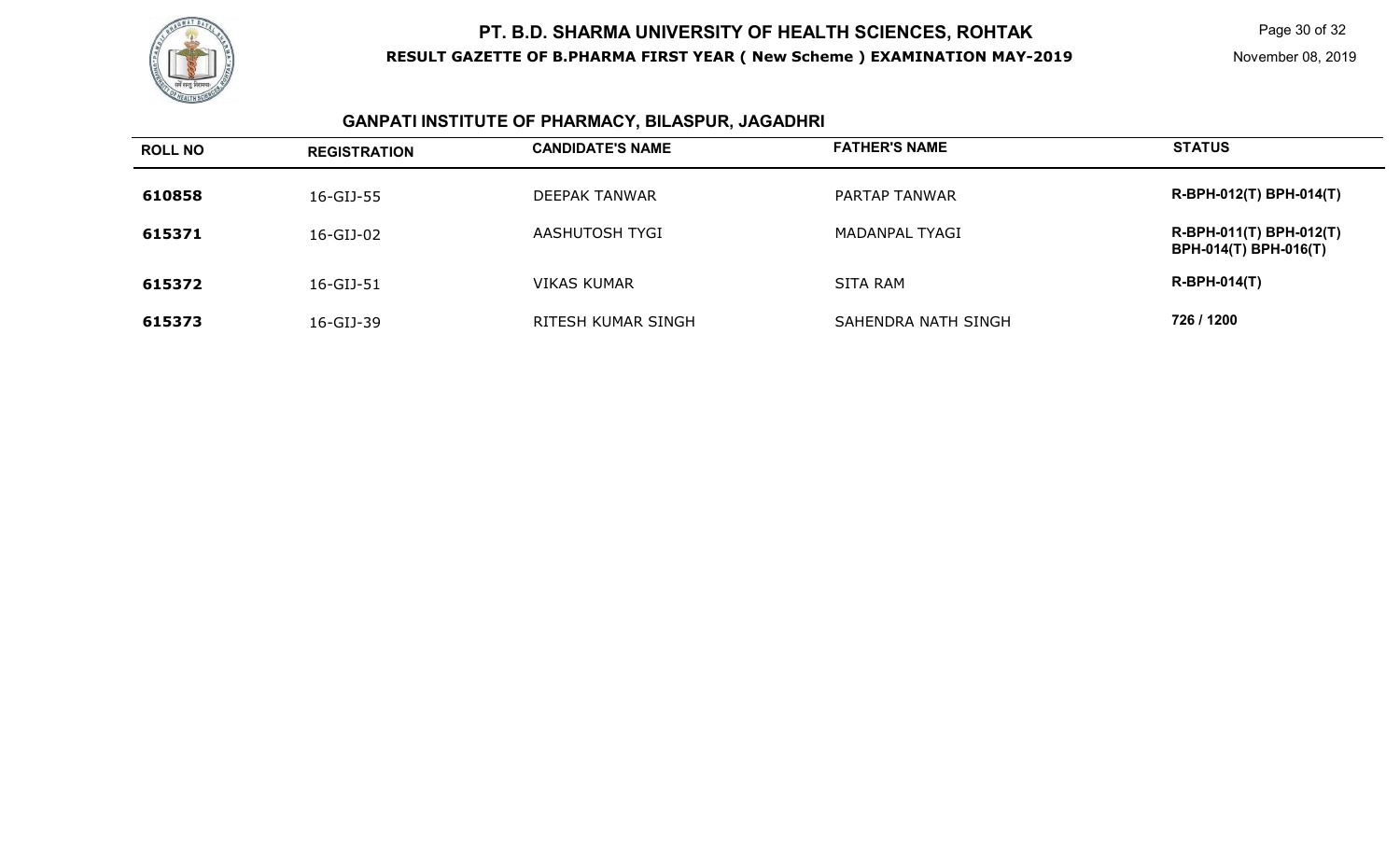# PT. B.D. SHARMA UNIVERSITY OF HEALTH SCIENCES, ROHTAK

**RESULT GAZETTE OF B.PHARMA FIRST YEAR ( New Scheme ) EXAMINATION MAY-2019**

November 08, 2019

## GANPATI INSTITUTE OF PHARMACY, BILASPUR, JAGADHRI

| ROLL NO | REGISTRATION | CANDIDATE'S NAME | FATHER'S NAME | STATUS |
|---|---|---|---|---|
| **610858** | 16-GIJ-55 | DEEPAK TANWAR | PARTAP TANWAR | **R-BPH-012(T) BPH-014(T)** |
| **615371** | 16-GIJ-02 | AASHUTOSH TYGI | MADANPAL TYAGI | **R-BPH-011(T) BPH-012(T) BPH-014(T) BPH-016(T)** |
| **615372** | 16-GIJ-51 | VIKAS KUMAR | SITA RAM | **R-BPH-014(T)** |
| **615373** | 16-GIJ-39 | RITESH KUMAR SINGH | SAHENDRA NATH SINGH | **726 / 1200** |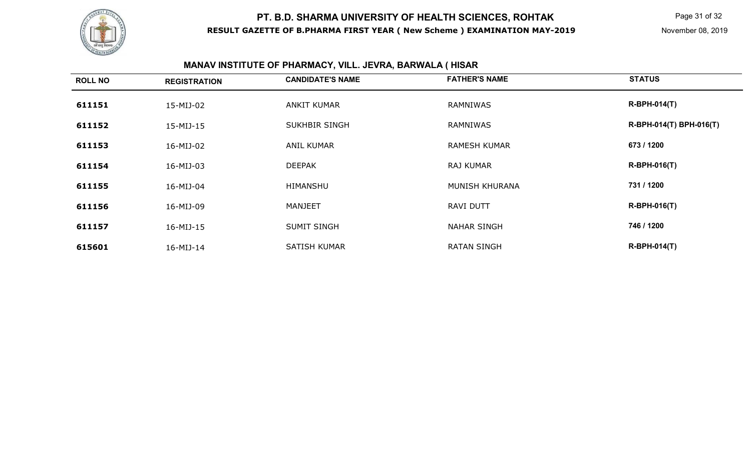# PT. B.D. SHARMA UNIVERSITY OF HEALTH SCIENCES, ROHTAK

**RESULT GAZETTE OF B.PHARMA FIRST YEAR ( New Scheme ) EXAMINATION MAY-2019**

November 08, 2019

## MANAV INSTITUTE OF PHARMACY, VILL. JEVRA, BARWALA ( HISAR

| ROLL NO | REGISTRATION | CANDIDATE'S NAME | FATHER'S NAME | STATUS |
|---|---|---|---|---|
| 611151 | 15-MIJ-02 | ANKIT KUMAR | RAMNIWAS | R-BPH-014(T) |
| 611152 | 15-MIJ-15 | SUKHBIR SINGH | RAMNIWAS | R-BPH-014(T) BPH-016(T) |
| 611153 | 16-MIJ-02 | ANIL KUMAR | RAMESH KUMAR | 673 / 1200 |
| 611154 | 16-MIJ-03 | DEEPAK | RAJ KUMAR | R-BPH-016(T) |
| 611155 | 16-MIJ-04 | HIMANSHU | MUNISH KHURANA | 731 / 1200 |
| 611156 | 16-MIJ-09 | MANJEET | RAVI DUTT | R-BPH-016(T) |
| 611157 | 16-MIJ-15 | SUMIT SINGH | NAHAR SINGH | 746 / 1200 |
| 615601 | 16-MIJ-14 | SATISH KUMAR | RATAN SINGH | R-BPH-014(T) |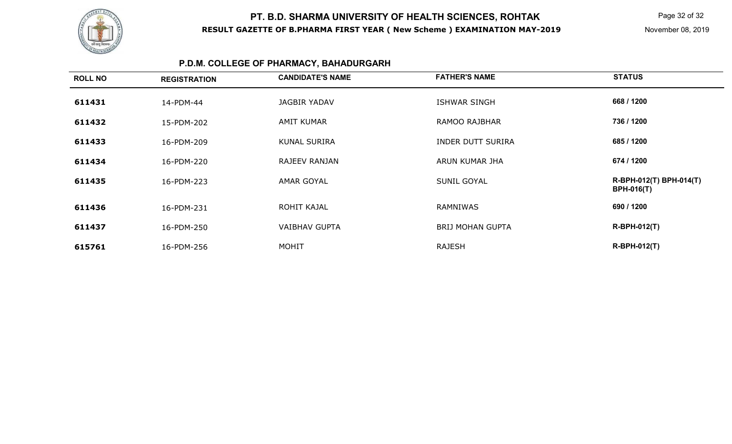# PT. B.D. SHARMA UNIVERSITY OF HEALTH SCIENCES, ROHTAK

**RESULT GAZETTE OF B.PHARMA FIRST YEAR ( New Scheme ) EXAMINATION MAY-2019**

November 08, 2019

## P.D.M. COLLEGE OF PHARMACY, BAHADURGARH

| ROLL NO | REGISTRATION | CANDIDATE'S NAME | FATHER'S NAME | STATUS |
|---|---|---|---|---|
| 611431 | 14-PDM-44 | JAGBIR YADAV | ISHWAR SINGH | 668 / 1200 |
| 611432 | 15-PDM-202 | AMIT KUMAR | RAMOO RAJBHAR | 736 / 1200 |
| 611433 | 16-PDM-209 | KUNAL SURIRA | INDER DUTT SURIRA | 685 / 1200 |
| 611434 | 16-PDM-220 | RAJEEV RANJAN | ARUN KUMAR JHA | 674 / 1200 |
| 611435 | 16-PDM-223 | AMAR GOYAL | SUNIL GOYAL | R-BPH-012(T) BPH-014(T) BPH-016(T) |
| 611436 | 16-PDM-231 | ROHIT KAJAL | RAMNIWAS | 690 / 1200 |
| 611437 | 16-PDM-250 | VAIBHAV GUPTA | BRIJ MOHAN GUPTA | R-BPH-012(T) |
| 615761 | 16-PDM-256 | MOHIT | RAJESH | R-BPH-012(T) |